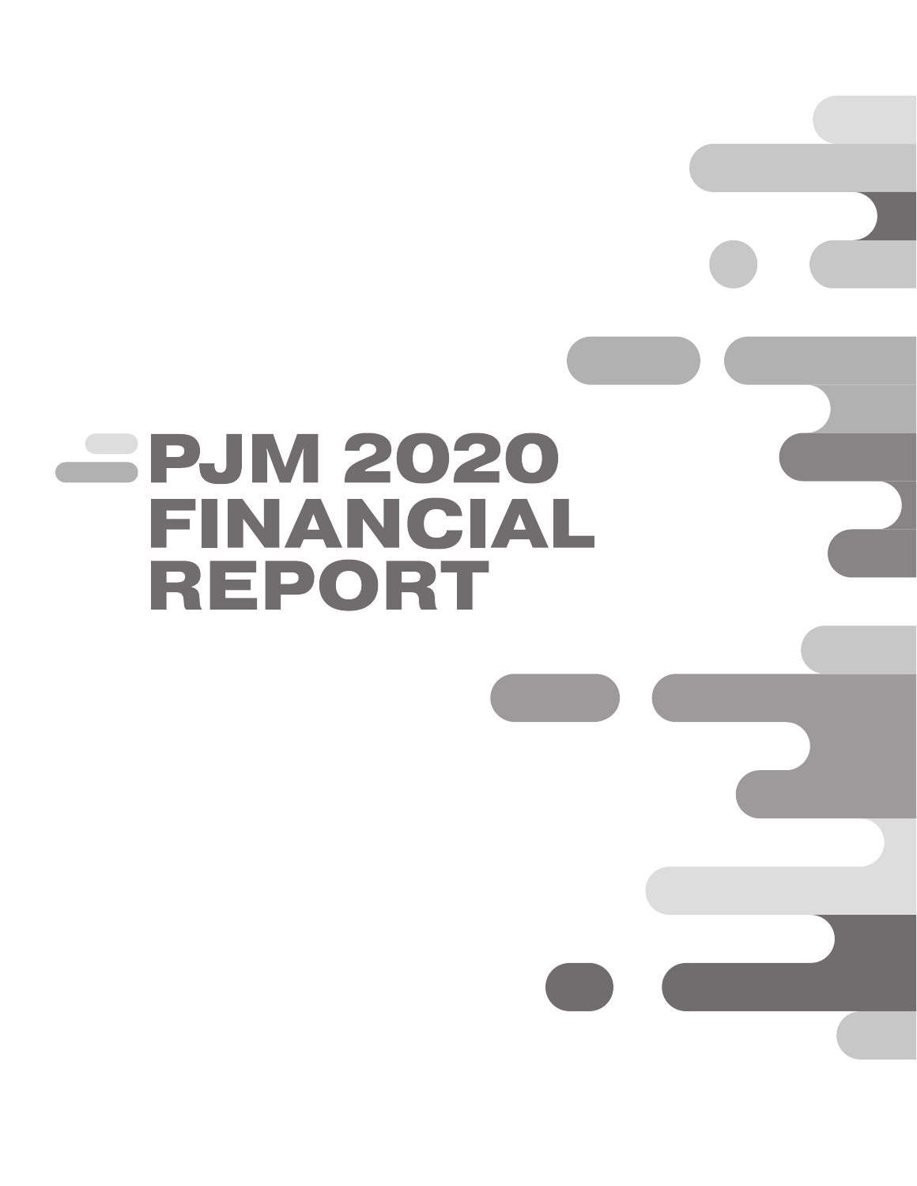# PJM 2020 FINANCIAL REPORT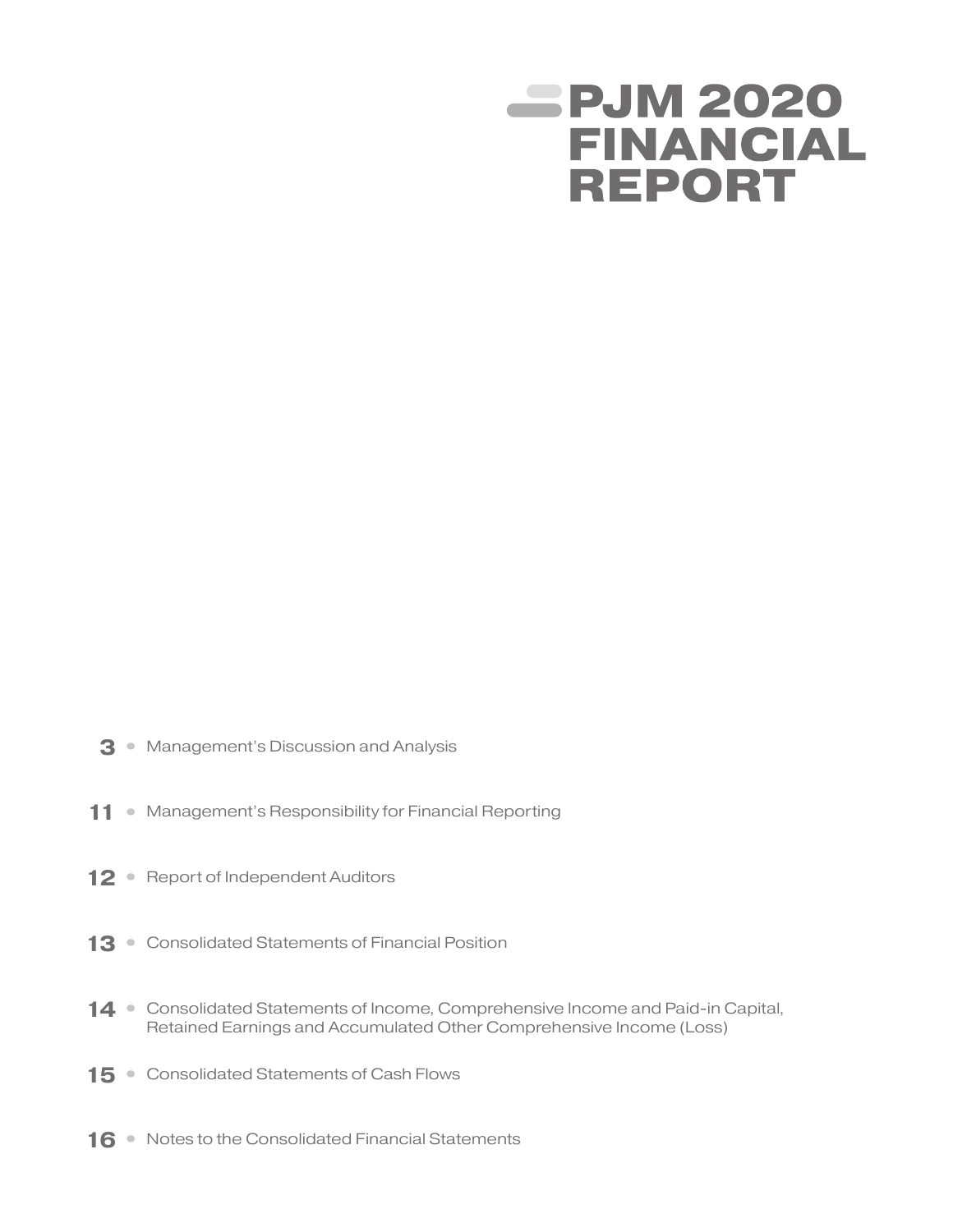# PJM 2020 FINANCIAL REPORT

- **3** • Management's Discussion and Analysis
- **11** • Management's Responsibility for Financial Reporting
- **12** • Report of Independent Auditors
- **13** • Consolidated Statements of Financial Position
- **14** • Consolidated Statements of Income, Comprehensive Income and Paid-in Capital, Retained Earnings and Accumulated Other Comprehensive Income (Loss)
- **15** • Consolidated Statements of Cash Flows
- **16** • Notes to the Consolidated Financial Statements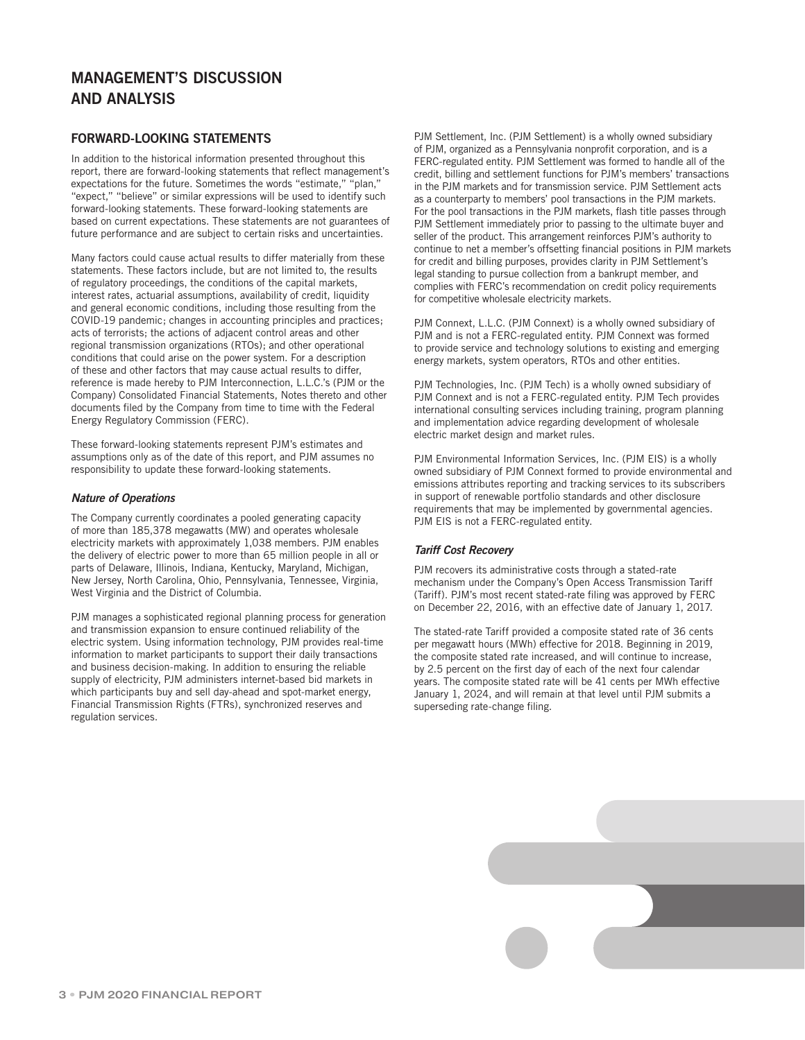# MANAGEMENT'S DISCUSSION AND ANALYSIS

## FORWARD-LOOKING STATEMENTS

In addition to the historical information presented throughout this report, there are forward-looking statements that reflect management's expectations for the future. Sometimes the words "estimate," "plan," "expect," "believe" or similar expressions will be used to identify such forward-looking statements. These forward-looking statements are based on current expectations. These statements are not guarantees of future performance and are subject to certain risks and uncertainties.

Many factors could cause actual results to differ materially from these statements. These factors include, but are not limited to, the results of regulatory proceedings, the conditions of the capital markets, interest rates, actuarial assumptions, availability of credit, liquidity and general economic conditions, including those resulting from the COVID-19 pandemic; changes in accounting principles and practices; acts of terrorists; the actions of adjacent control areas and other regional transmission organizations (RTOs); and other operational conditions that could arise on the power system. For a description of these and other factors that may cause actual results to differ, reference is made hereby to PJM Interconnection, L.L.C.'s (PJM or the Company) Consolidated Financial Statements, Notes thereto and other documents filed by the Company from time to time with the Federal Energy Regulatory Commission (FERC).

These forward-looking statements represent PJM's estimates and assumptions only as of the date of this report, and PJM assumes no responsibility to update these forward-looking statements.

### *Nature of Operations*

The Company currently coordinates a pooled generating capacity of more than 185,378 megawatts (MW) and operates wholesale electricity markets with approximately 1,038 members. PJM enables the delivery of electric power to more than 65 million people in all or parts of Delaware, Illinois, Indiana, Kentucky, Maryland, Michigan, New Jersey, North Carolina, Ohio, Pennsylvania, Tennessee, Virginia, West Virginia and the District of Columbia.

PJM manages a sophisticated regional planning process for generation and transmission expansion to ensure continued reliability of the electric system. Using information technology, PJM provides real-time information to market participants to support their daily transactions and business decision-making. In addition to ensuring the reliable supply of electricity, PJM administers internet-based bid markets in which participants buy and sell day-ahead and spot-market energy, Financial Transmission Rights (FTRs), synchronized reserves and regulation services.

PJM Settlement, Inc. (PJM Settlement) is a wholly owned subsidiary of PJM, organized as a Pennsylvania nonprofit corporation, and is a FERC-regulated entity. PJM Settlement was formed to handle all of the credit, billing and settlement functions for PJM's members' transactions in the PJM markets and for transmission service. PJM Settlement acts as a counterparty to members' pool transactions in the PJM markets. For the pool transactions in the PJM markets, flash title passes through PJM Settlement immediately prior to passing to the ultimate buyer and seller of the product. This arrangement reinforces PJM's authority to continue to net a member's offsetting financial positions in PJM markets for credit and billing purposes, provides clarity in PJM Settlement's legal standing to pursue collection from a bankrupt member, and complies with FERC's recommendation on credit policy requirements for competitive wholesale electricity markets.

PJM Connext, L.L.C. (PJM Connext) is a wholly owned subsidiary of PJM and is not a FERC-regulated entity. PJM Connext was formed to provide service and technology solutions to existing and emerging energy markets, system operators, RTOs and other entities.

PJM Technologies, Inc. (PJM Tech) is a wholly owned subsidiary of PJM Connext and is not a FERC-regulated entity. PJM Tech provides international consulting services including training, program planning and implementation advice regarding development of wholesale electric market design and market rules.

PJM Environmental Information Services, Inc. (PJM EIS) is a wholly owned subsidiary of PJM Connext formed to provide environmental and emissions attributes reporting and tracking services to its subscribers in support of renewable portfolio standards and other disclosure requirements that may be implemented by governmental agencies. PJM EIS is not a FERC-regulated entity.

### *Tariff Cost Recovery*

PJM recovers its administrative costs through a stated-rate mechanism under the Company's Open Access Transmission Tariff (Tariff). PJM's most recent stated-rate filing was approved by FERC on December 22, 2016, with an effective date of January 1, 2017.

The stated-rate Tariff provided a composite stated rate of 36 cents per megawatt hours (MWh) effective for 2018. Beginning in 2019, the composite stated rate increased, and will continue to increase, by 2.5 percent on the first day of each of the next four calendar years. The composite stated rate will be 41 cents per MWh effective January 1, 2024, and will remain at that level until PJM submits a superseding rate-change filing.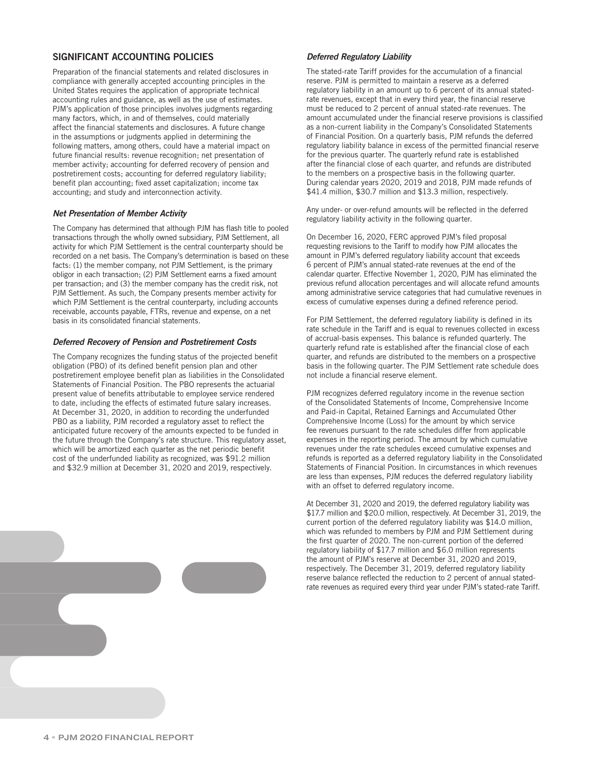## SIGNIFICANT ACCOUNTING POLICIES

Preparation of the financial statements and related disclosures in compliance with generally accepted accounting principles in the United States requires the application of appropriate technical accounting rules and guidance, as well as the use of estimates. PJM's application of those principles involves judgments regarding many factors, which, in and of themselves, could materially affect the financial statements and disclosures. A future change in the assumptions or judgments applied in determining the following matters, among others, could have a material impact on future financial results: revenue recognition; net presentation of member activity; accounting for deferred recovery of pension and postretirement costs; accounting for deferred regulatory liability; benefit plan accounting; fixed asset capitalization; income tax accounting; and study and interconnection activity.

### *Net Presentation of Member Activity*

The Company has determined that although PJM has flash title to pooled transactions through the wholly owned subsidiary, PJM Settlement, all activity for which PJM Settlement is the central counterparty should be recorded on a net basis. The Company's determination is based on these facts: (1) the member company, not PJM Settlement, is the primary obligor in each transaction; (2) PJM Settlement earns a fixed amount per transaction; and (3) the member company has the credit risk, not PJM Settlement. As such, the Company presents member activity for which PJM Settlement is the central counterparty, including accounts receivable, accounts payable, FTRs, revenue and expense, on a net basis in its consolidated financial statements.

### *Deferred Recovery of Pension and Postretirement Costs*

The Company recognizes the funding status of the projected benefit obligation (PBO) of its defined benefit pension plan and other postretirement employee benefit plan as liabilities in the Consolidated Statements of Financial Position. The PBO represents the actuarial present value of benefits attributable to employee service rendered to date, including the effects of estimated future salary increases. At December 31, 2020, in addition to recording the underfunded PBO as a liability, PJM recorded a regulatory asset to reflect the anticipated future recovery of the amounts expected to be funded in the future through the Company's rate structure. This regulatory asset, which will be amortized each quarter as the net periodic benefit cost of the underfunded liability as recognized, was $91.2 million and $32.9 million at December 31, 2020 and 2019, respectively.

### *Deferred Regulatory Liability*

The stated-rate Tariff provides for the accumulation of a financial reserve. PJM is permitted to maintain a reserve as a deferred regulatory liability in an amount up to 6 percent of its annual stated-rate revenues, except that in every third year, the financial reserve must be reduced to 2 percent of annual stated-rate revenues. The amount accumulated under the financial reserve provisions is classified as a non-current liability in the Company's Consolidated Statements of Financial Position. On a quarterly basis, PJM refunds the deferred regulatory liability balance in excess of the permitted financial reserve for the previous quarter. The quarterly refund rate is established after the financial close of each quarter, and refunds are distributed to the members on a prospective basis in the following quarter. During calendar years 2020, 2019 and 2018, PJM made refunds of $41.4 million, $30.7 million and $13.3 million, respectively.

Any under- or over-refund amounts will be reflected in the deferred regulatory liability activity in the following quarter.

On December 16, 2020, FERC approved PJM's filed proposal requesting revisions to the Tariff to modify how PJM allocates the amount in PJM's deferred regulatory liability account that exceeds 6 percent of PJM's annual stated-rate revenues at the end of the calendar quarter. Effective November 1, 2020, PJM has eliminated the previous refund allocation percentages and will allocate refund amounts among administrative service categories that had cumulative revenues in excess of cumulative expenses during a defined reference period.

For PJM Settlement, the deferred regulatory liability is defined in its rate schedule in the Tariff and is equal to revenues collected in excess of accrual-basis expenses. This balance is refunded quarterly. The quarterly refund rate is established after the financial close of each quarter, and refunds are distributed to the members on a prospective basis in the following quarter. The PJM Settlement rate schedule does not include a financial reserve element.

PJM recognizes deferred regulatory income in the revenue section of the Consolidated Statements of Income, Comprehensive Income and Paid-in Capital, Retained Earnings and Accumulated Other Comprehensive Income (Loss) for the amount by which service fee revenues pursuant to the rate schedules differ from applicable expenses in the reporting period. The amount by which cumulative revenues under the rate schedules exceed cumulative expenses and refunds is reported as a deferred regulatory liability in the Consolidated Statements of Financial Position. In circumstances in which revenues are less than expenses, PJM reduces the deferred regulatory liability with an offset to deferred regulatory income.

At December 31, 2020 and 2019, the deferred regulatory liability was $17.7 million and $20.0 million, respectively. At December 31, 2019, the current portion of the deferred regulatory liability was $14.0 million, which was refunded to members by PJM and PJM Settlement during the first quarter of 2020. The non-current portion of the deferred regulatory liability of $17.7 million and $6.0 million represents the amount of PJM's reserve at December 31, 2020 and 2019, respectively. The December 31, 2019, deferred regulatory liability reserve balance reflected the reduction to 2 percent of annual stated-rate revenues as required every third year under PJM's stated-rate Tariff.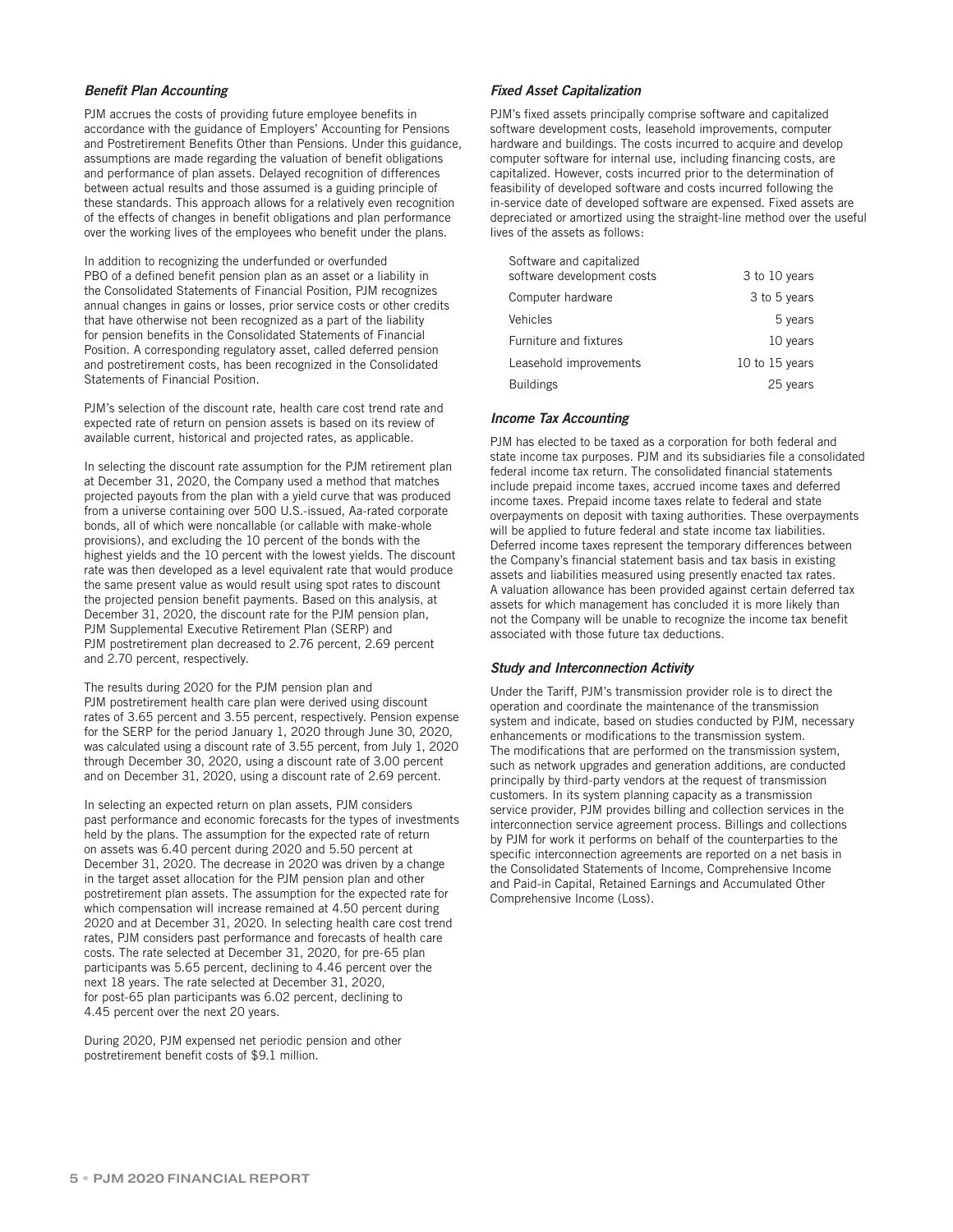### *Benefit Plan Accounting*

PJM accrues the costs of providing future employee benefits in accordance with the guidance of Employers' Accounting for Pensions and Postretirement Benefits Other than Pensions. Under this guidance, assumptions are made regarding the valuation of benefit obligations and performance of plan assets. Delayed recognition of differences between actual results and those assumed is a guiding principle of these standards. This approach allows for a relatively even recognition of the effects of changes in benefit obligations and plan performance over the working lives of the employees who benefit under the plans.

In addition to recognizing the underfunded or overfunded PBO of a defined benefit pension plan as an asset or a liability in the Consolidated Statements of Financial Position, PJM recognizes annual changes in gains or losses, prior service costs or other credits that have otherwise not been recognized as a part of the liability for pension benefits in the Consolidated Statements of Financial Position. A corresponding regulatory asset, called deferred pension and postretirement costs, has been recognized in the Consolidated Statements of Financial Position.

PJM's selection of the discount rate, health care cost trend rate and expected rate of return on pension assets is based on its review of available current, historical and projected rates, as applicable.

In selecting the discount rate assumption for the PJM retirement plan at December 31, 2020, the Company used a method that matches projected payouts from the plan with a yield curve that was produced from a universe containing over 500 U.S.-issued, Aa-rated corporate bonds, all of which were noncallable (or callable with make-whole provisions), and excluding the 10 percent of the bonds with the highest yields and the 10 percent with the lowest yields. The discount rate was then developed as a level equivalent rate that would produce the same present value as would result using spot rates to discount the projected pension benefit payments. Based on this analysis, at December 31, 2020, the discount rate for the PJM pension plan, PJM Supplemental Executive Retirement Plan (SERP) and PJM postretirement plan decreased to 2.76 percent, 2.69 percent and 2.70 percent, respectively.

The results during 2020 for the PJM pension plan and PJM postretirement health care plan were derived using discount rates of 3.65 percent and 3.55 percent, respectively. Pension expense for the SERP for the period January 1, 2020 through June 30, 2020, was calculated using a discount rate of 3.55 percent, from July 1, 2020 through December 30, 2020, using a discount rate of 3.00 percent and on December 31, 2020, using a discount rate of 2.69 percent.

In selecting an expected return on plan assets, PJM considers past performance and economic forecasts for the types of investments held by the plans. The assumption for the expected rate of return on assets was 6.40 percent during 2020 and 5.50 percent at December 31, 2020. The decrease in 2020 was driven by a change in the target asset allocation for the PJM pension plan and other postretirement plan assets. The assumption for the expected rate for which compensation will increase remained at 4.50 percent during 2020 and at December 31, 2020. In selecting health care cost trend rates, PJM considers past performance and forecasts of health care costs. The rate selected at December 31, 2020, for pre-65 plan participants was 5.65 percent, declining to 4.46 percent over the next 18 years. The rate selected at December 31, 2020, for post-65 plan participants was 6.02 percent, declining to 4.45 percent over the next 20 years.

During 2020, PJM expensed net periodic pension and other postretirement benefit costs of $9.1 million.

### *Fixed Asset Capitalization*

PJM's fixed assets principally comprise software and capitalized software development costs, leasehold improvements, computer hardware and buildings. The costs incurred to acquire and develop computer software for internal use, including financing costs, are capitalized. However, costs incurred prior to the determination of feasibility of developed software and costs incurred following the in-service date of developed software are expensed. Fixed assets are depreciated or amortized using the straight-line method over the useful lives of the assets as follows:

| Asset | Useful Life |
|---|---|
| Software and capitalized software development costs | 3 to 10 years |
| Computer hardware | 3 to 5 years |
| Vehicles | 5 years |
| Furniture and fixtures | 10 years |
| Leasehold improvements | 10 to 15 years |
| Buildings | 25 years |

### *Income Tax Accounting*

PJM has elected to be taxed as a corporation for both federal and state income tax purposes. PJM and its subsidiaries file a consolidated federal income tax return. The consolidated financial statements include prepaid income taxes, accrued income taxes and deferred income taxes. Prepaid income taxes relate to federal and state overpayments on deposit with taxing authorities. These overpayments will be applied to future federal and state income tax liabilities. Deferred income taxes represent the temporary differences between the Company's financial statement basis and tax basis in existing assets and liabilities measured using presently enacted tax rates. A valuation allowance has been provided against certain deferred tax assets for which management has concluded it is more likely than not the Company will be unable to recognize the income tax benefit associated with those future tax deductions.

### *Study and Interconnection Activity*

Under the Tariff, PJM's transmission provider role is to direct the operation and coordinate the maintenance of the transmission system and indicate, based on studies conducted by PJM, necessary enhancements or modifications to the transmission system. The modifications that are performed on the transmission system, such as network upgrades and generation additions, are conducted principally by third-party vendors at the request of transmission customers. In its system planning capacity as a transmission service provider, PJM provides billing and collection services in the interconnection service agreement process. Billings and collections by PJM for work it performs on behalf of the counterparties to the specific interconnection agreements are reported on a net basis in the Consolidated Statements of Income, Comprehensive Income and Paid-in Capital, Retained Earnings and Accumulated Other Comprehensive Income (Loss).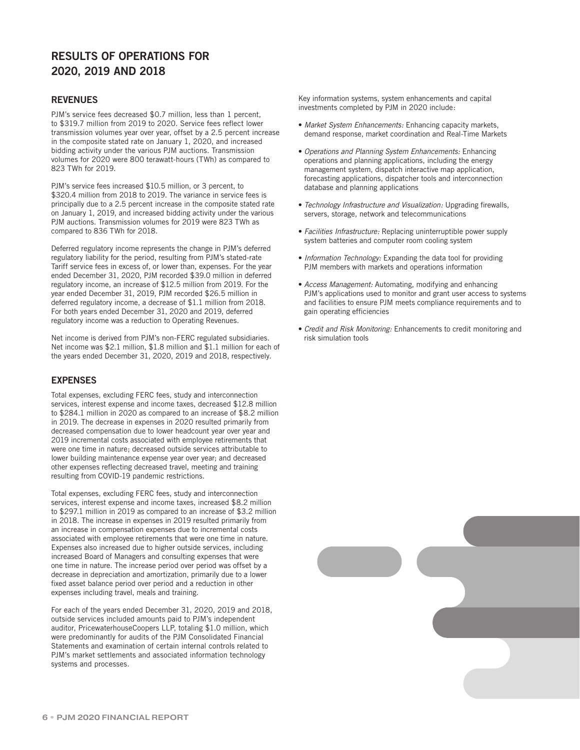## RESULTS OF OPERATIONS FOR 2020, 2019 AND 2018

### REVENUES

PJM's service fees decreased $0.7 million, less than 1 percent, to $319.7 million from 2019 to 2020. Service fees reflect lower transmission volumes year over year, offset by a 2.5 percent increase in the composite stated rate on January 1, 2020, and increased bidding activity under the various PJM auctions. Transmission volumes for 2020 were 800 terawatt-hours (TWh) as compared to 823 TWh for 2019.

PJM's service fees increased $10.5 million, or 3 percent, to $320.4 million from 2018 to 2019. The variance in service fees is principally due to a 2.5 percent increase in the composite stated rate on January 1, 2019, and increased bidding activity under the various PJM auctions. Transmission volumes for 2019 were 823 TWh as compared to 836 TWh for 2018.

Deferred regulatory income represents the change in PJM's deferred regulatory liability for the period, resulting from PJM's stated-rate Tariff service fees in excess of, or lower than, expenses. For the year ended December 31, 2020, PJM recorded $39.0 million in deferred regulatory income, an increase of $12.5 million from 2019. For the year ended December 31, 2019, PJM recorded $26.5 million in deferred regulatory income, a decrease of $1.1 million from 2018. For both years ended December 31, 2020 and 2019, deferred regulatory income was a reduction to Operating Revenues.

Net income is derived from PJM's non-FERC regulated subsidiaries. Net income was $2.1 million, $1.8 million and $1.1 million for each of the years ended December 31, 2020, 2019 and 2018, respectively.

### EXPENSES

Total expenses, excluding FERC fees, study and interconnection services, interest expense and income taxes, decreased $12.8 million to $284.1 million in 2020 as compared to an increase of $8.2 million in 2019. The decrease in expenses in 2020 resulted primarily from decreased compensation due to lower headcount year over year and 2019 incremental costs associated with employee retirements that were one time in nature; decreased outside services attributable to lower building maintenance expense year over year; and decreased other expenses reflecting decreased travel, meeting and training resulting from COVID-19 pandemic restrictions.

Total expenses, excluding FERC fees, study and interconnection services, interest expense and income taxes, increased $8.2 million to $297.1 million in 2019 as compared to an increase of $3.2 million in 2018. The increase in expenses in 2019 resulted primarily from an increase in compensation expenses due to incremental costs associated with employee retirements that were one time in nature. Expenses also increased due to higher outside services, including increased Board of Managers and consulting expenses that were one time in nature. The increase period over period was offset by a decrease in depreciation and amortization, primarily due to a lower fixed asset balance period over period and a reduction in other expenses including travel, meals and training.

For each of the years ended December 31, 2020, 2019 and 2018, outside services included amounts paid to PJM's independent auditor, PricewaterhouseCoopers LLP, totaling $1.0 million, which were predominantly for audits of the PJM Consolidated Financial Statements and examination of certain internal controls related to PJM's market settlements and associated information technology systems and processes.

Key information systems, system enhancements and capital investments completed by PJM in 2020 include:

- *Market System Enhancements:* Enhancing capacity markets, demand response, market coordination and Real-Time Markets
- *Operations and Planning System Enhancements:* Enhancing operations and planning applications, including the energy management system, dispatch interactive map application, forecasting applications, dispatcher tools and interconnection database and planning applications
- *Technology Infrastructure and Visualization:* Upgrading firewalls, servers, storage, network and telecommunications
- *Facilities Infrastructure:* Replacing uninterruptible power supply system batteries and computer room cooling system
- *Information Technology:* Expanding the data tool for providing PJM members with markets and operations information
- *Access Management:* Automating, modifying and enhancing PJM's applications used to monitor and grant user access to systems and facilities to ensure PJM meets compliance requirements and to gain operating efficiencies
- *Credit and Risk Monitoring:* Enhancements to credit monitoring and risk simulation tools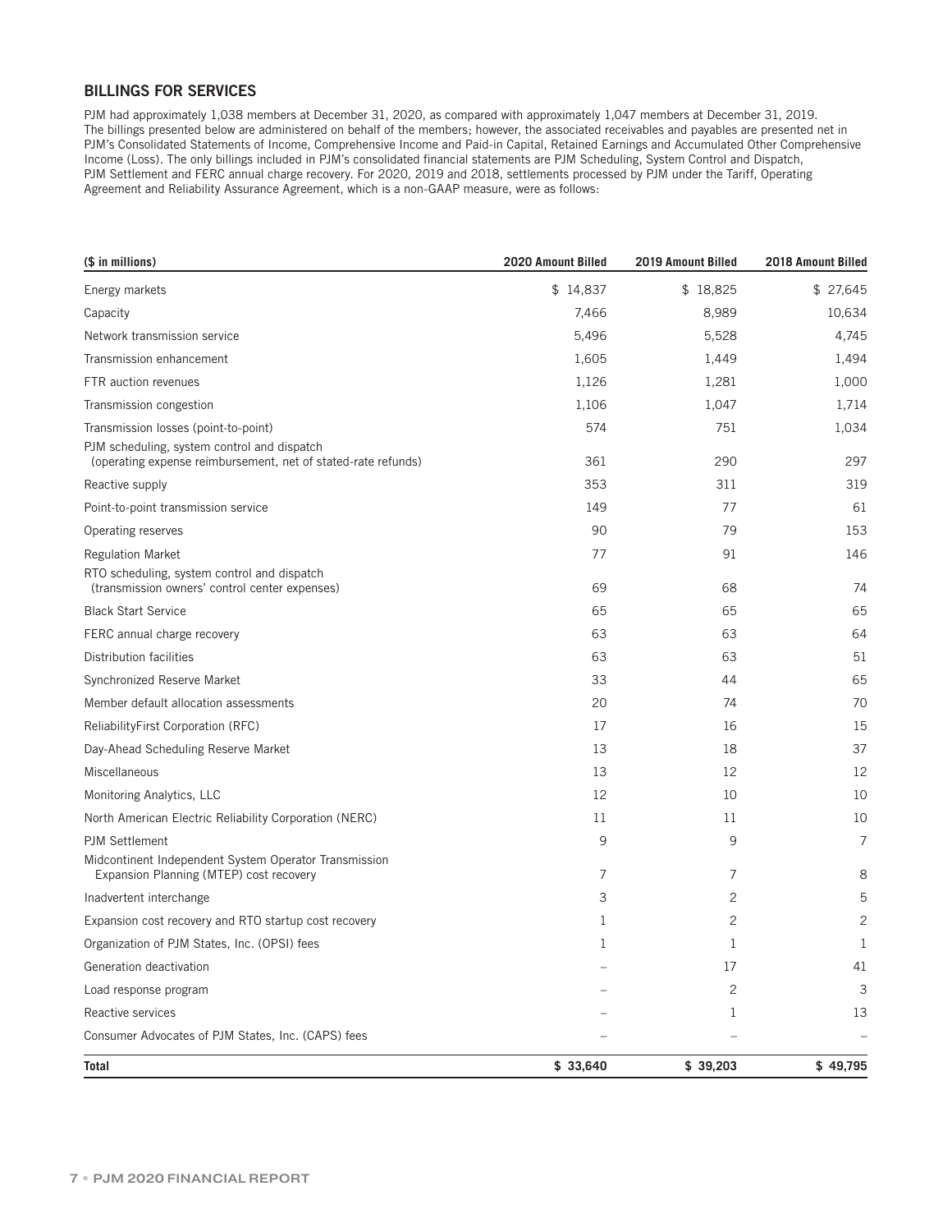## BILLINGS FOR SERVICES

PJM had approximately 1,038 members at December 31, 2020, as compared with approximately 1,047 members at December 31, 2019. The billings presented below are administered on behalf of the members; however, the associated receivables and payables are presented net in PJM's Consolidated Statements of Income, Comprehensive Income and Paid-in Capital, Retained Earnings and Accumulated Other Comprehensive Income (Loss). The only billings included in PJM's consolidated financial statements are PJM Scheduling, System Control and Dispatch, PJM Settlement and FERC annual charge recovery. For 2020, 2019 and 2018, settlements processed by PJM under the Tariff, Operating Agreement and Reliability Assurance Agreement, which is a non-GAAP measure, were as follows:

| ($ in millions) | 2020 Amount Billed | 2019 Amount Billed | 2018 Amount Billed |
|---|---|---|---|
| Energy markets | $ 14,837 | $ 18,825 | $ 27,645 |
| Capacity | 7,466 | 8,989 | 10,634 |
| Network transmission service | 5,496 | 5,528 | 4,745 |
| Transmission enhancement | 1,605 | 1,449 | 1,494 |
| FTR auction revenues | 1,126 | 1,281 | 1,000 |
| Transmission congestion | 1,106 | 1,047 | 1,714 |
| Transmission losses (point-to-point) | 574 | 751 | 1,034 |
| PJM scheduling, system control and dispatch (operating expense reimbursement, net of stated-rate refunds) | 361 | 290 | 297 |
| Reactive supply | 353 | 311 | 319 |
| Point-to-point transmission service | 149 | 77 | 61 |
| Operating reserves | 90 | 79 | 153 |
| Regulation Market | 77 | 91 | 146 |
| RTO scheduling, system control and dispatch (transmission owners' control center expenses) | 69 | 68 | 74 |
| Black Start Service | 65 | 65 | 65 |
| FERC annual charge recovery | 63 | 63 | 64 |
| Distribution facilities | 63 | 63 | 51 |
| Synchronized Reserve Market | 33 | 44 | 65 |
| Member default allocation assessments | 20 | 74 | 70 |
| ReliabilityFirst Corporation (RFC) | 17 | 16 | 15 |
| Day-Ahead Scheduling Reserve Market | 13 | 18 | 37 |
| Miscellaneous | 13 | 12 | 12 |
| Monitoring Analytics, LLC | 12 | 10 | 10 |
| North American Electric Reliability Corporation (NERC) | 11 | 11 | 10 |
| PJM Settlement | 9 | 9 | 7 |
| Midcontinent Independent System Operator Transmission Expansion Planning (MTEP) cost recovery | 7 | 7 | 8 |
| Inadvertent interchange | 3 | 2 | 5 |
| Expansion cost recovery and RTO startup cost recovery | 1 | 2 | 2 |
| Organization of PJM States, Inc. (OPSI) fees | 1 | 1 | 1 |
| Generation deactivation | – | 17 | 41 |
| Load response program | – | 2 | 3 |
| Reactive services | – | 1 | 13 |
| Consumer Advocates of PJM States, Inc. (CAPS) fees | – | – | – |
| **Total** | **$ 33,640** | **$ 39,203** | **$ 49,795** |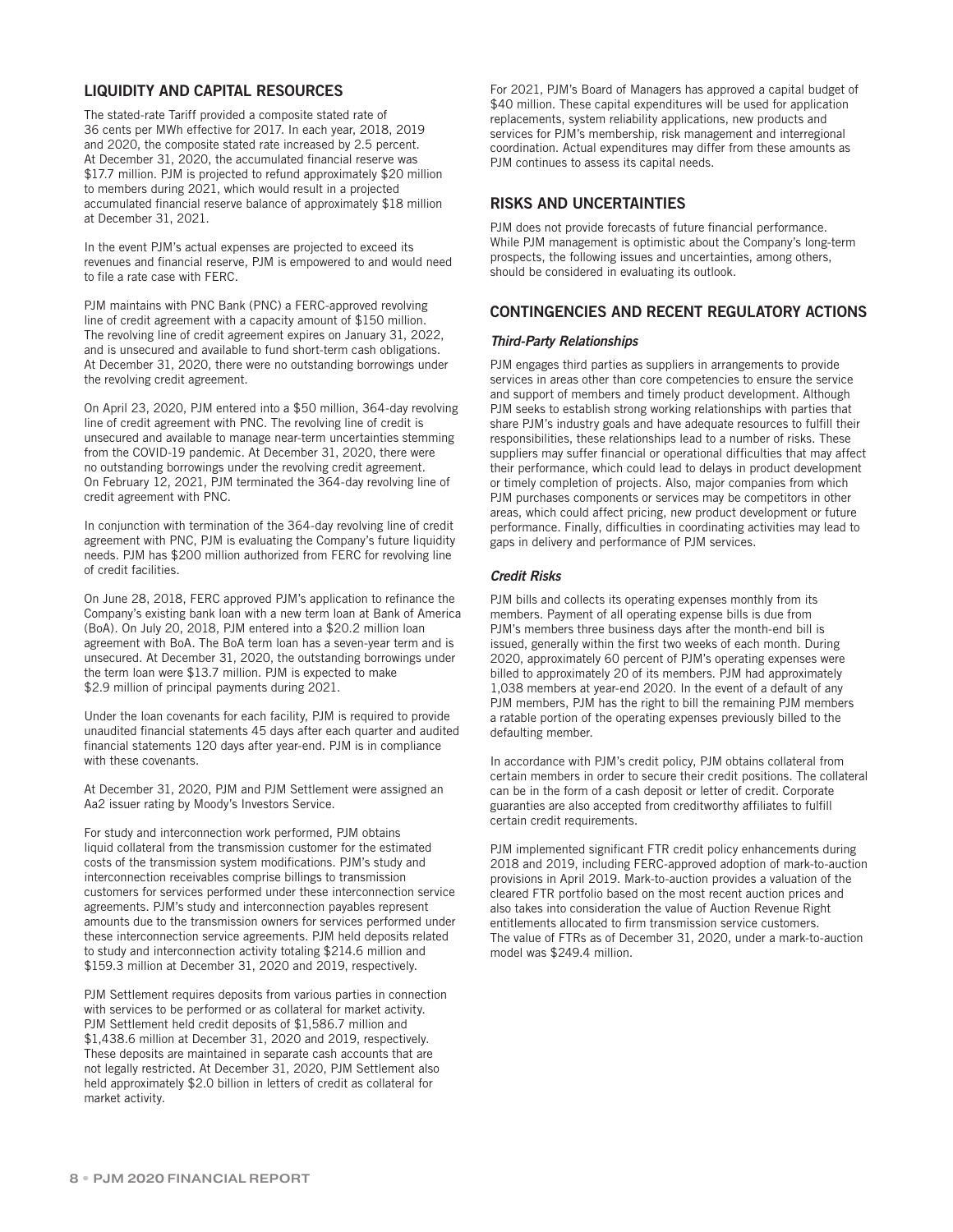## LIQUIDITY AND CAPITAL RESOURCES

The stated-rate Tariff provided a composite stated rate of 36 cents per MWh effective for 2017. In each year, 2018, 2019 and 2020, the composite stated rate increased by 2.5 percent. At December 31, 2020, the accumulated financial reserve was $17.7 million. PJM is projected to refund approximately $20 million to members during 2021, which would result in a projected accumulated financial reserve balance of approximately $18 million at December 31, 2021.

In the event PJM's actual expenses are projected to exceed its revenues and financial reserve, PJM is empowered to and would need to file a rate case with FERC.

PJM maintains with PNC Bank (PNC) a FERC-approved revolving line of credit agreement with a capacity amount of $150 million. The revolving line of credit agreement expires on January 31, 2022, and is unsecured and available to fund short-term cash obligations. At December 31, 2020, there were no outstanding borrowings under the revolving credit agreement.

On April 23, 2020, PJM entered into a $50 million, 364-day revolving line of credit agreement with PNC. The revolving line of credit is unsecured and available to manage near-term uncertainties stemming from the COVID-19 pandemic. At December 31, 2020, there were no outstanding borrowings under the revolving credit agreement. On February 12, 2021, PJM terminated the 364-day revolving line of credit agreement with PNC.

In conjunction with termination of the 364-day revolving line of credit agreement with PNC, PJM is evaluating the Company's future liquidity needs. PJM has $200 million authorized from FERC for revolving line of credit facilities.

On June 28, 2018, FERC approved PJM's application to refinance the Company's existing bank loan with a new term loan at Bank of America (BoA). On July 20, 2018, PJM entered into a $20.2 million loan agreement with BoA. The BoA term loan has a seven-year term and is unsecured. At December 31, 2020, the outstanding borrowings under the term loan were $13.7 million. PJM is expected to make $2.9 million of principal payments during 2021.

Under the loan covenants for each facility, PJM is required to provide unaudited financial statements 45 days after each quarter and audited financial statements 120 days after year-end. PJM is in compliance with these covenants.

At December 31, 2020, PJM and PJM Settlement were assigned an Aa2 issuer rating by Moody's Investors Service.

For study and interconnection work performed, PJM obtains liquid collateral from the transmission customer for the estimated costs of the transmission system modifications. PJM's study and interconnection receivables comprise billings to transmission customers for services performed under these interconnection service agreements. PJM's study and interconnection payables represent amounts due to the transmission owners for services performed under these interconnection service agreements. PJM held deposits related to study and interconnection activity totaling $214.6 million and $159.3 million at December 31, 2020 and 2019, respectively.

PJM Settlement requires deposits from various parties in connection with services to be performed or as collateral for market activity. PJM Settlement held credit deposits of $1,586.7 million and $1,438.6 million at December 31, 2020 and 2019, respectively. These deposits are maintained in separate cash accounts that are not legally restricted. At December 31, 2020, PJM Settlement also held approximately $2.0 billion in letters of credit as collateral for market activity.

For 2021, PJM's Board of Managers has approved a capital budget of $40 million. These capital expenditures will be used for application replacements, system reliability applications, new products and services for PJM's membership, risk management and interregional coordination. Actual expenditures may differ from these amounts as PJM continues to assess its capital needs.

## RISKS AND UNCERTAINTIES

PJM does not provide forecasts of future financial performance. While PJM management is optimistic about the Company's long-term prospects, the following issues and uncertainties, among others, should be considered in evaluating its outlook.

## CONTINGENCIES AND RECENT REGULATORY ACTIONS

### *Third-Party Relationships*

PJM engages third parties as suppliers in arrangements to provide services in areas other than core competencies to ensure the service and support of members and timely product development. Although PJM seeks to establish strong working relationships with parties that share PJM's industry goals and have adequate resources to fulfill their responsibilities, these relationships lead to a number of risks. These suppliers may suffer financial or operational difficulties that may affect their performance, which could lead to delays in product development or timely completion of projects. Also, major companies from which PJM purchases components or services may be competitors in other areas, which could affect pricing, new product development or future performance. Finally, difficulties in coordinating activities may lead to gaps in delivery and performance of PJM services.

### *Credit Risks*

PJM bills and collects its operating expenses monthly from its members. Payment of all operating expense bills is due from PJM's members three business days after the month-end bill is issued, generally within the first two weeks of each month. During 2020, approximately 60 percent of PJM's operating expenses were billed to approximately 20 of its members. PJM had approximately 1,038 members at year-end 2020. In the event of a default of any PJM members, PJM has the right to bill the remaining PJM members a ratable portion of the operating expenses previously billed to the defaulting member.

In accordance with PJM's credit policy, PJM obtains collateral from certain members in order to secure their credit positions. The collateral can be in the form of a cash deposit or letter of credit. Corporate guaranties are also accepted from creditworthy affiliates to fulfill certain credit requirements.

PJM implemented significant FTR credit policy enhancements during 2018 and 2019, including FERC-approved adoption of mark-to-auction provisions in April 2019. Mark-to-auction provides a valuation of the cleared FTR portfolio based on the most recent auction prices and also takes into consideration the value of Auction Revenue Right entitlements allocated to firm transmission service customers. The value of FTRs as of December 31, 2020, under a mark-to-auction model was $249.4 million.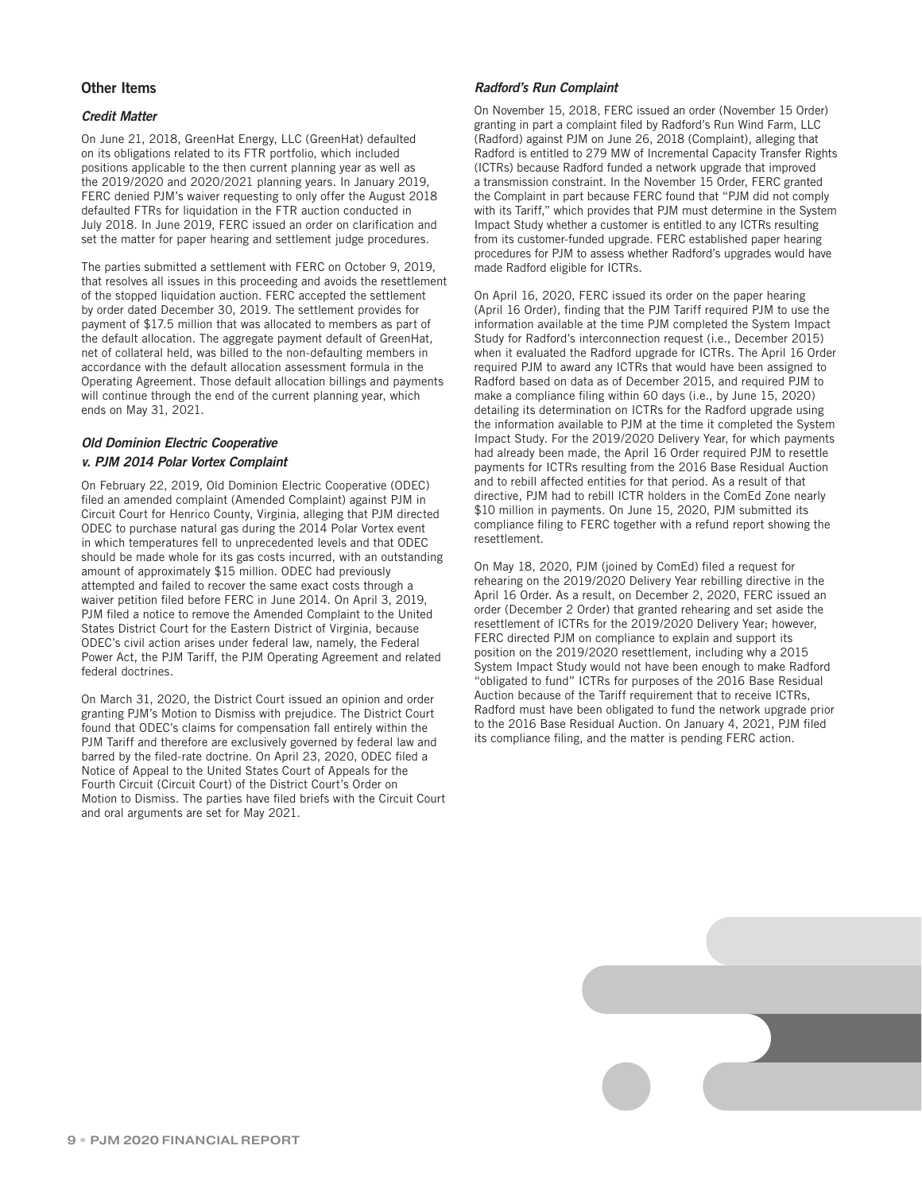## Other Items

### *Credit Matter*

On June 21, 2018, GreenHat Energy, LLC (GreenHat) defaulted on its obligations related to its FTR portfolio, which included positions applicable to the then current planning year as well as the 2019/2020 and 2020/2021 planning years. In January 2019, FERC denied PJM's waiver requesting to only offer the August 2018 defaulted FTRs for liquidation in the FTR auction conducted in July 2018. In June 2019, FERC issued an order on clarification and set the matter for paper hearing and settlement judge procedures.

The parties submitted a settlement with FERC on October 9, 2019, that resolves all issues in this proceeding and avoids the resettlement of the stopped liquidation auction. FERC accepted the settlement by order dated December 30, 2019. The settlement provides for payment of $17.5 million that was allocated to members as part of the default allocation. The aggregate payment default of GreenHat, net of collateral held, was billed to the non-defaulting members in accordance with the default allocation assessment formula in the Operating Agreement. Those default allocation billings and payments will continue through the end of the current planning year, which ends on May 31, 2021.

### *Old Dominion Electric Cooperative v. PJM 2014 Polar Vortex Complaint*

On February 22, 2019, Old Dominion Electric Cooperative (ODEC) filed an amended complaint (Amended Complaint) against PJM in Circuit Court for Henrico County, Virginia, alleging that PJM directed ODEC to purchase natural gas during the 2014 Polar Vortex event in which temperatures fell to unprecedented levels and that ODEC should be made whole for its gas costs incurred, with an outstanding amount of approximately $15 million. ODEC had previously attempted and failed to recover the same exact costs through a waiver petition filed before FERC in June 2014. On April 3, 2019, PJM filed a notice to remove the Amended Complaint to the United States District Court for the Eastern District of Virginia, because ODEC's civil action arises under federal law, namely, the Federal Power Act, the PJM Tariff, the PJM Operating Agreement and related federal doctrines.

On March 31, 2020, the District Court issued an opinion and order granting PJM's Motion to Dismiss with prejudice. The District Court found that ODEC's claims for compensation fall entirely within the PJM Tariff and therefore are exclusively governed by federal law and barred by the filed-rate doctrine. On April 23, 2020, ODEC filed a Notice of Appeal to the United States Court of Appeals for the Fourth Circuit (Circuit Court) of the District Court's Order on Motion to Dismiss. The parties have filed briefs with the Circuit Court and oral arguments are set for May 2021.

### *Radford's Run Complaint*

On November 15, 2018, FERC issued an order (November 15 Order) granting in part a complaint filed by Radford's Run Wind Farm, LLC (Radford) against PJM on June 26, 2018 (Complaint), alleging that Radford is entitled to 279 MW of Incremental Capacity Transfer Rights (ICTRs) because Radford funded a network upgrade that improved a transmission constraint. In the November 15 Order, FERC granted the Complaint in part because FERC found that "PJM did not comply with its Tariff," which provides that PJM must determine in the System Impact Study whether a customer is entitled to any ICTRs resulting from its customer-funded upgrade. FERC established paper hearing procedures for PJM to assess whether Radford's upgrades would have made Radford eligible for ICTRs.

On April 16, 2020, FERC issued its order on the paper hearing (April 16 Order), finding that the PJM Tariff required PJM to use the information available at the time PJM completed the System Impact Study for Radford's interconnection request (i.e., December 2015) when it evaluated the Radford upgrade for ICTRs. The April 16 Order required PJM to award any ICTRs that would have been assigned to Radford based on data as of December 2015, and required PJM to make a compliance filing within 60 days (i.e., by June 15, 2020) detailing its determination on ICTRs for the Radford upgrade using the information available to PJM at the time it completed the System Impact Study. For the 2019/2020 Delivery Year, for which payments had already been made, the April 16 Order required PJM to resettle payments for ICTRs resulting from the 2016 Base Residual Auction and to rebill affected entities for that period. As a result of that directive, PJM had to rebill ICTR holders in the ComEd Zone nearly $10 million in payments. On June 15, 2020, PJM submitted its compliance filing to FERC together with a refund report showing the resettlement.

On May 18, 2020, PJM (joined by ComEd) filed a request for rehearing on the 2019/2020 Delivery Year rebilling directive in the April 16 Order. As a result, on December 2, 2020, FERC issued an order (December 2 Order) that granted rehearing and set aside the resettlement of ICTRs for the 2019/2020 Delivery Year; however, FERC directed PJM on compliance to explain and support its position on the 2019/2020 resettlement, including why a 2015 System Impact Study would not have been enough to make Radford "obligated to fund" ICTRs for purposes of the 2016 Base Residual Auction because of the Tariff requirement that to receive ICTRs, Radford must have been obligated to fund the network upgrade prior to the 2016 Base Residual Auction. On January 4, 2021, PJM filed its compliance filing, and the matter is pending FERC action.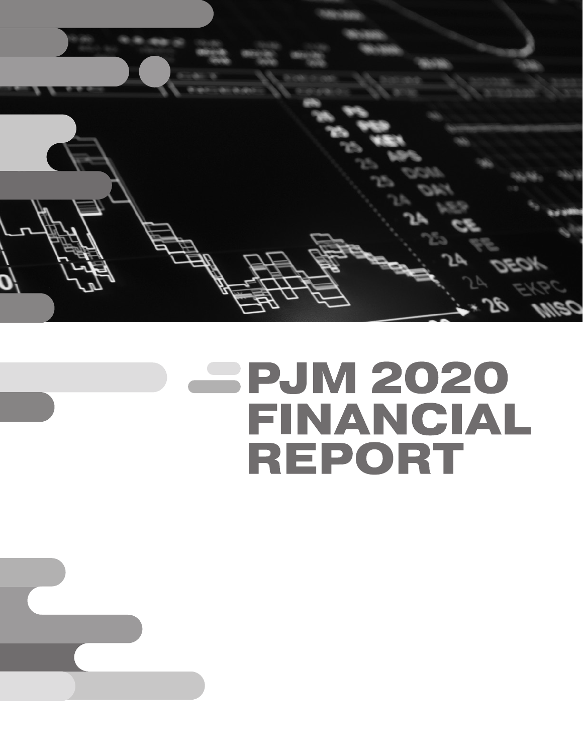# PJM 2020 FINANCIAL REPORT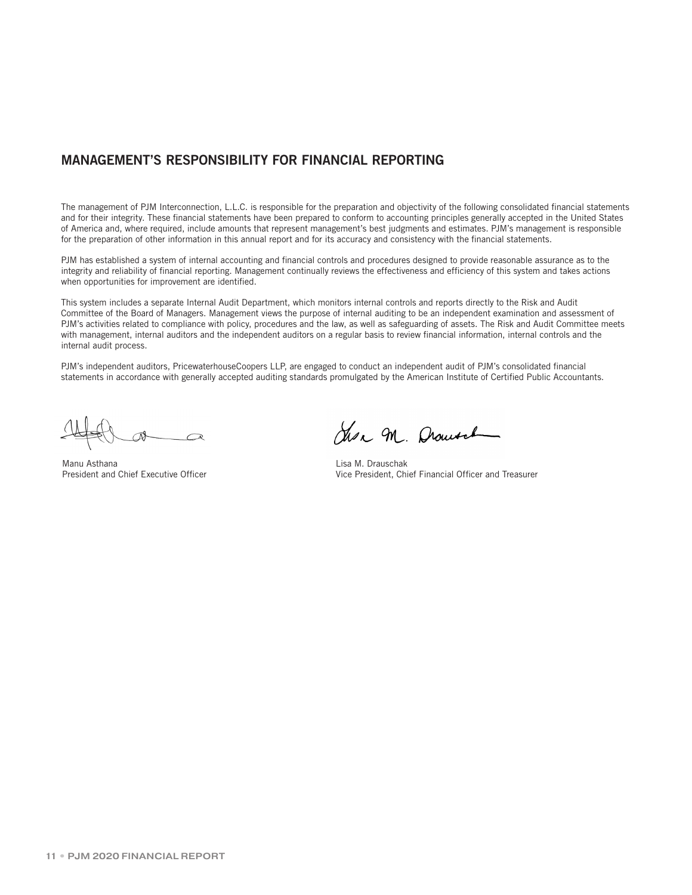## MANAGEMENT'S RESPONSIBILITY FOR FINANCIAL REPORTING

The management of PJM Interconnection, L.L.C. is responsible for the preparation and objectivity of the following consolidated financial statements and for their integrity. These financial statements have been prepared to conform to accounting principles generally accepted in the United States of America and, where required, include amounts that represent management's best judgments and estimates. PJM's management is responsible for the preparation of other information in this annual report and for its accuracy and consistency with the financial statements.

PJM has established a system of internal accounting and financial controls and procedures designed to provide reasonable assurance as to the integrity and reliability of financial reporting. Management continually reviews the effectiveness and efficiency of this system and takes actions when opportunities for improvement are identified.

This system includes a separate Internal Audit Department, which monitors internal controls and reports directly to the Risk and Audit Committee of the Board of Managers. Management views the purpose of internal auditing to be an independent examination and assessment of PJM's activities related to compliance with policy, procedures and the law, as well as safeguarding of assets. The Risk and Audit Committee meets with management, internal auditors and the independent auditors on a regular basis to review financial information, internal controls and the internal audit process.

PJM's independent auditors, PricewaterhouseCoopers LLP, are engaged to conduct an independent audit of PJM's consolidated financial statements in accordance with generally accepted auditing standards promulgated by the American Institute of Certified Public Accountants.

Manu Asthana
President and Chief Executive Officer

Lisa M. Drauschak
Vice President, Chief Financial Officer and Treasurer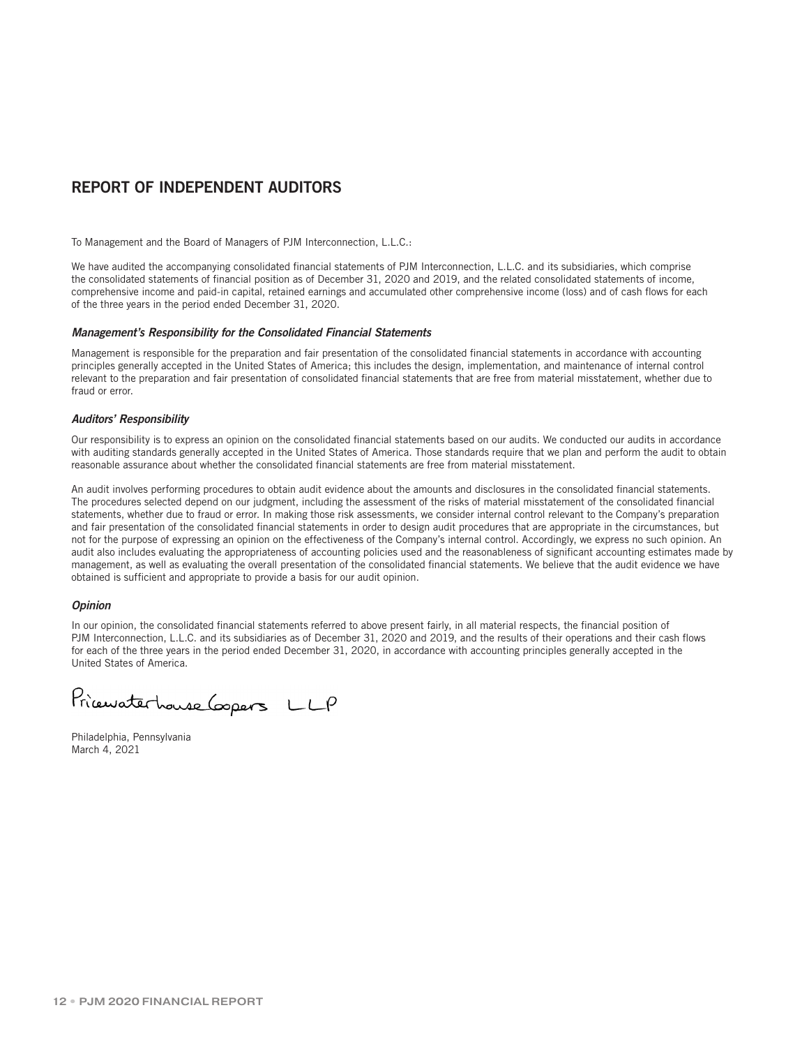# REPORT OF INDEPENDENT AUDITORS

To Management and the Board of Managers of PJM Interconnection, L.L.C.:

We have audited the accompanying consolidated financial statements of PJM Interconnection, L.L.C. and its subsidiaries, which comprise the consolidated statements of financial position as of December 31, 2020 and 2019, and the related consolidated statements of income, comprehensive income and paid-in capital, retained earnings and accumulated other comprehensive income (loss) and of cash flows for each of the three years in the period ended December 31, 2020.

### *Management's Responsibility for the Consolidated Financial Statements*

Management is responsible for the preparation and fair presentation of the consolidated financial statements in accordance with accounting principles generally accepted in the United States of America; this includes the design, implementation, and maintenance of internal control relevant to the preparation and fair presentation of consolidated financial statements that are free from material misstatement, whether due to fraud or error.

### *Auditors' Responsibility*

Our responsibility is to express an opinion on the consolidated financial statements based on our audits. We conducted our audits in accordance with auditing standards generally accepted in the United States of America. Those standards require that we plan and perform the audit to obtain reasonable assurance about whether the consolidated financial statements are free from material misstatement.

An audit involves performing procedures to obtain audit evidence about the amounts and disclosures in the consolidated financial statements. The procedures selected depend on our judgment, including the assessment of the risks of material misstatement of the consolidated financial statements, whether due to fraud or error. In making those risk assessments, we consider internal control relevant to the Company's preparation and fair presentation of the consolidated financial statements in order to design audit procedures that are appropriate in the circumstances, but not for the purpose of expressing an opinion on the effectiveness of the Company's internal control. Accordingly, we express no such opinion. An audit also includes evaluating the appropriateness of accounting policies used and the reasonableness of significant accounting estimates made by management, as well as evaluating the overall presentation of the consolidated financial statements. We believe that the audit evidence we have obtained is sufficient and appropriate to provide a basis for our audit opinion.

### *Opinion*

In our opinion, the consolidated financial statements referred to above present fairly, in all material respects, the financial position of PJM Interconnection, L.L.C. and its subsidiaries as of December 31, 2020 and 2019, and the results of their operations and their cash flows for each of the three years in the period ended December 31, 2020, in accordance with accounting principles generally accepted in the United States of America.

PricewaterhouseCoopers LLP

Philadelphia, Pennsylvania
March 4, 2021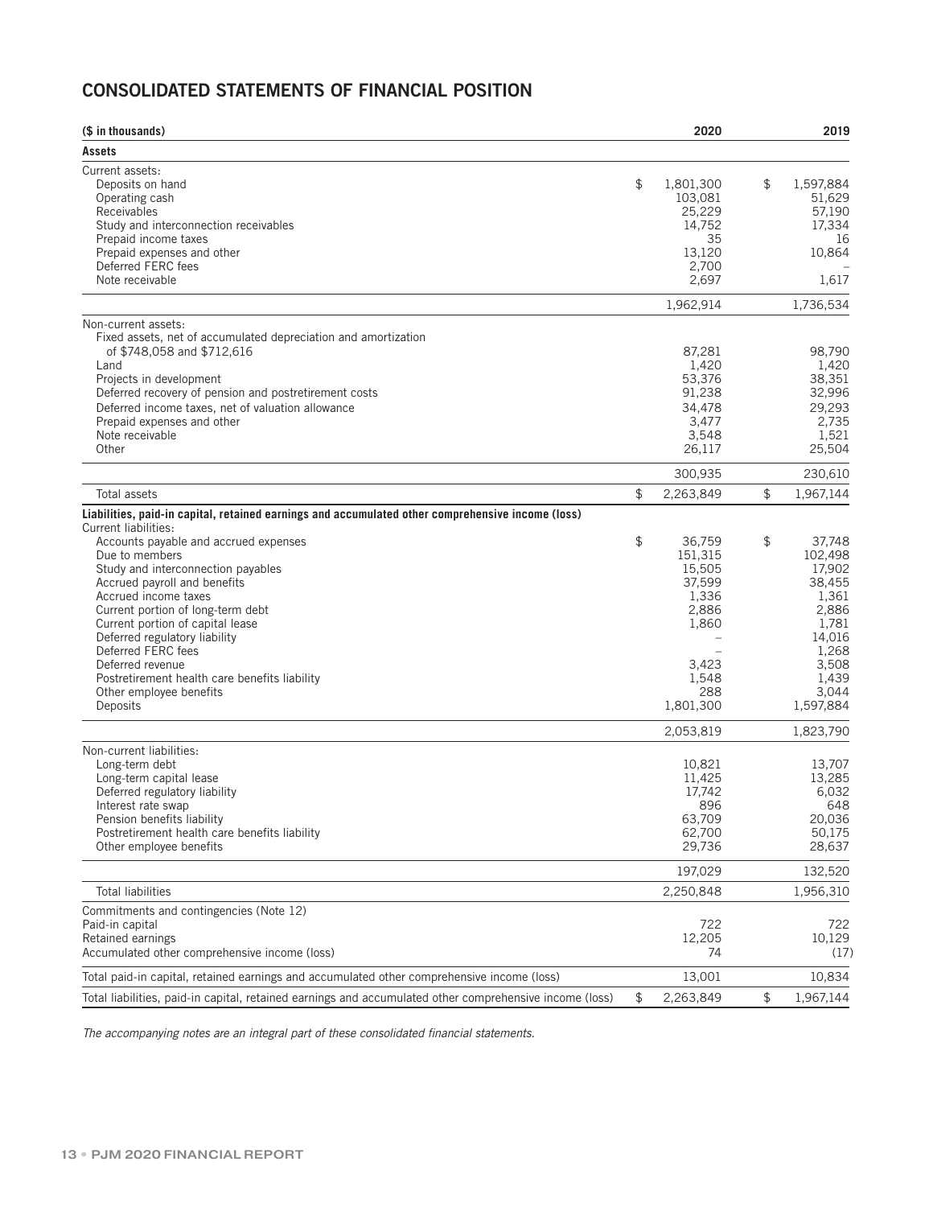## CONSOLIDATED STATEMENTS OF FINANCIAL POSITION

| ($ in thousands) | 2020 | 2019 |
|---|---|---|
| **Assets** | | |
| Current assets: | | |
| Deposits on hand | $ 1,801,300 | $ 1,597,884 |
| Operating cash | 103,081 | 51,629 |
| Receivables | 25,229 | 57,190 |
| Study and interconnection receivables | 14,752 | 17,334 |
| Prepaid income taxes | 35 | 16 |
| Prepaid expenses and other | 13,120 | 10,864 |
| Deferred FERC fees | 2,700 | – |
| Note receivable | 2,697 | 1,617 |
| | 1,962,914 | 1,736,534 |
| Non-current assets: | | |
| Fixed assets, net of accumulated depreciation and amortization of $748,058 and $712,616 | 87,281 | 98,790 |
| Land | 1,420 | 1,420 |
| Projects in development | 53,376 | 38,351 |
| Deferred recovery of pension and postretirement costs | 91,238 | 32,996 |
| Deferred income taxes, net of valuation allowance | 34,478 | 29,293 |
| Prepaid expenses and other | 3,477 | 2,735 |
| Note receivable | 3,548 | 1,521 |
| Other | 26,117 | 25,504 |
| | 300,935 | 230,610 |
| Total assets | $ 2,263,849 | $ 1,967,144 |
| **Liabilities, paid-in capital, retained earnings and accumulated other comprehensive income (loss)** | | |
| Current liabilities: | | |
| Accounts payable and accrued expenses | $ 36,759 | $ 37,748 |
| Due to members | 151,315 | 102,498 |
| Study and interconnection payables | 15,505 | 17,902 |
| Accrued payroll and benefits | 37,599 | 38,455 |
| Accrued income taxes | 1,336 | 1,361 |
| Current portion of long-term debt | 2,886 | 2,886 |
| Current portion of capital lease | 1,860 | 1,781 |
| Deferred regulatory liability | – | 14,016 |
| Deferred FERC fees | – | 1,268 |
| Deferred revenue | 3,423 | 3,508 |
| Postretirement health care benefits liability | 1,548 | 1,439 |
| Other employee benefits | 288 | 3,044 |
| Deposits | 1,801,300 | 1,597,884 |
| | 2,053,819 | 1,823,790 |
| Non-current liabilities: | | |
| Long-term debt | 10,821 | 13,707 |
| Long-term capital lease | 11,425 | 13,285 |
| Deferred regulatory liability | 17,742 | 6,032 |
| Interest rate swap | 896 | 648 |
| Pension benefits liability | 63,709 | 20,036 |
| Postretirement health care benefits liability | 62,700 | 50,175 |
| Other employee benefits | 29,736 | 28,637 |
| | 197,029 | 132,520 |
| Total liabilities | 2,250,848 | 1,956,310 |
| Commitments and contingencies (Note 12) | | |
| Paid-in capital | 722 | 722 |
| Retained earnings | 12,205 | 10,129 |
| Accumulated other comprehensive income (loss) | 74 | (17) |
| Total paid-in capital, retained earnings and accumulated other comprehensive income (loss) | 13,001 | 10,834 |
| Total liabilities, paid-in capital, retained earnings and accumulated other comprehensive income (loss) | $ 2,263,849 | $ 1,967,144 |

*The accompanying notes are an integral part of these consolidated financial statements.*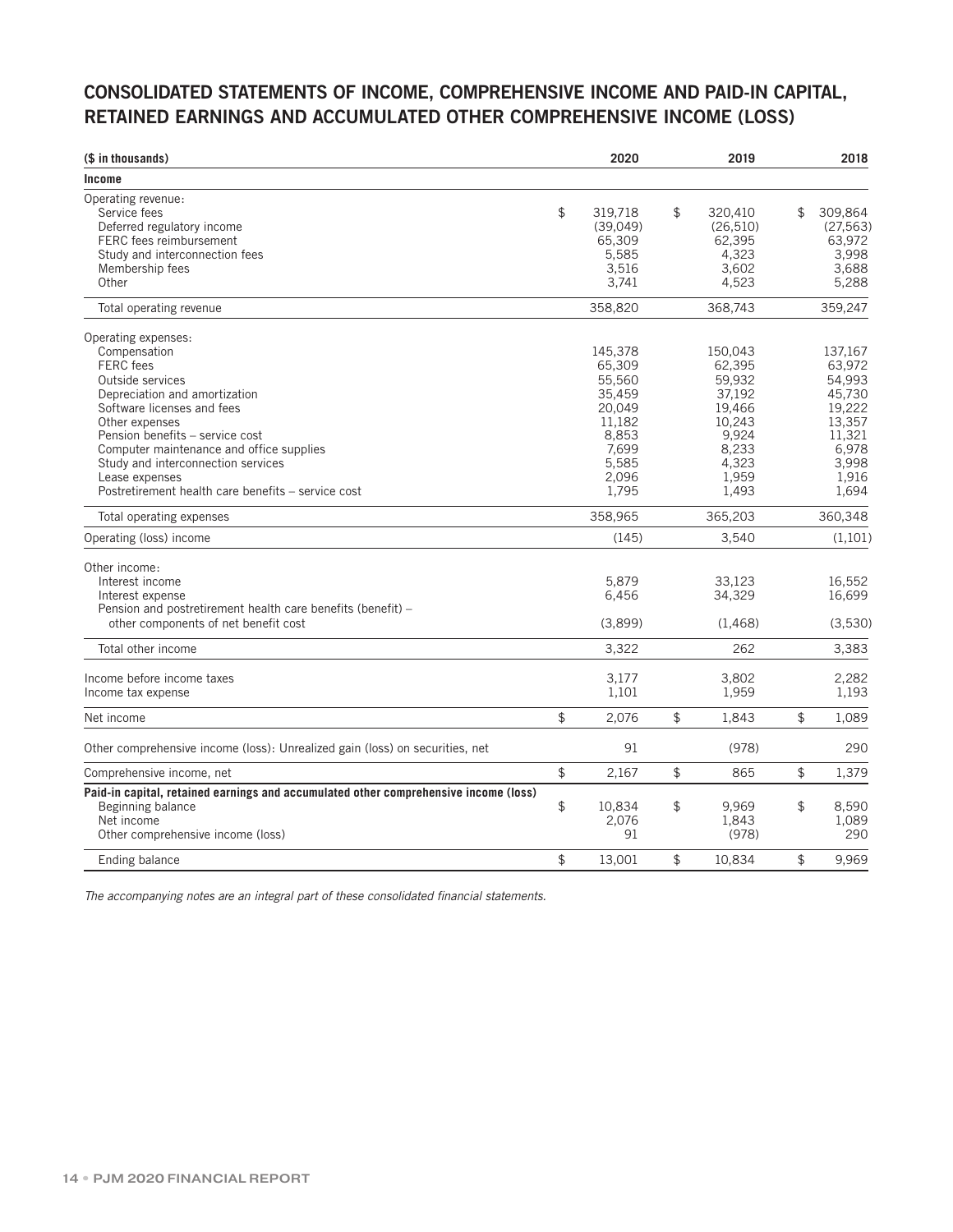## CONSOLIDATED STATEMENTS OF INCOME, COMPREHENSIVE INCOME AND PAID-IN CAPITAL, RETAINED EARNINGS AND ACCUMULATED OTHER COMPREHENSIVE INCOME (LOSS)

| ($ in thousands) | 2020 | 2019 | 2018 |
|---|---|---|---|
| **Income** | | | |
| Operating revenue: | | | |
| Service fees | $ 319,718 | $ 320,410 | $ 309,864 |
| Deferred regulatory income | (39,049) | (26,510) | (27,563) |
| FERC fees reimbursement | 65,309 | 62,395 | 63,972 |
| Study and interconnection fees | 5,585 | 4,323 | 3,998 |
| Membership fees | 3,516 | 3,602 | 3,688 |
| Other | 3,741 | 4,523 | 5,288 |
| Total operating revenue | 358,820 | 368,743 | 359,247 |
| Operating expenses: | | | |
| Compensation | 145,378 | 150,043 | 137,167 |
| FERC fees | 65,309 | 62,395 | 63,972 |
| Outside services | 55,560 | 59,932 | 54,993 |
| Depreciation and amortization | 35,459 | 37,192 | 45,730 |
| Software licenses and fees | 20,049 | 19,466 | 19,222 |
| Other expenses | 11,182 | 10,243 | 13,357 |
| Pension benefits – service cost | 8,853 | 9,924 | 11,321 |
| Computer maintenance and office supplies | 7,699 | 8,233 | 6,978 |
| Study and interconnection services | 5,585 | 4,323 | 3,998 |
| Lease expenses | 2,096 | 1,959 | 1,916 |
| Postretirement health care benefits – service cost | 1,795 | 1,493 | 1,694 |
| Total operating expenses | 358,965 | 365,203 | 360,348 |
| Operating (loss) income | (145) | 3,540 | (1,101) |
| Other income: | | | |
| Interest income | 5,879 | 33,123 | 16,552 |
| Interest expense | 6,456 | 34,329 | 16,699 |
| Pension and postretirement health care benefits (benefit) – other components of net benefit cost | (3,899) | (1,468) | (3,530) |
| Total other income | 3,322 | 262 | 3,383 |
| Income before income taxes | 3,177 | 3,802 | 2,282 |
| Income tax expense | 1,101 | 1,959 | 1,193 |
| Net income | $ 2,076 | $ 1,843 | $ 1,089 |
| Other comprehensive income (loss): Unrealized gain (loss) on securities, net | 91 | (978) | 290 |
| Comprehensive income, net | $ 2,167 | $ 865 | $ 1,379 |
| **Paid-in capital, retained earnings and accumulated other comprehensive income (loss)** | | | |
| Beginning balance | $ 10,834 | $ 9,969 | $ 8,590 |
| Net income | 2,076 | 1,843 | 1,089 |
| Other comprehensive income (loss) | 91 | (978) | 290 |
| Ending balance | $ 13,001 | $ 10,834 | $ 9,969 |

*The accompanying notes are an integral part of these consolidated financial statements.*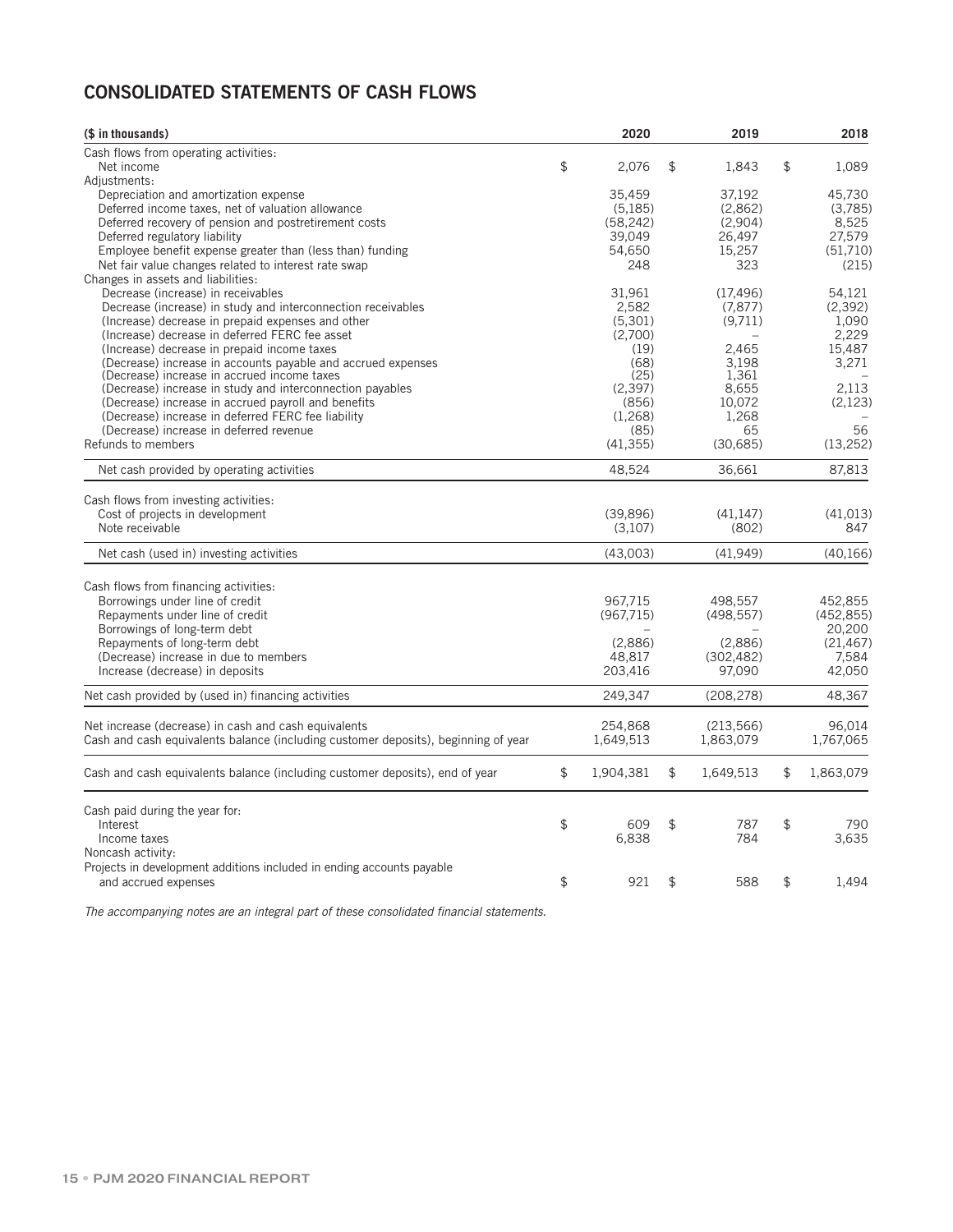## CONSOLIDATED STATEMENTS OF CASH FLOWS

| ($ in thousands) | 2020 | 2019 | 2018 |
|---|---|---|---|
| Cash flows from operating activities: | | | |
| Net income | $ 2,076 | $ 1,843 | $ 1,089 |
| Adjustments: | | | |
| Depreciation and amortization expense | 35,459 | 37,192 | 45,730 |
| Deferred income taxes, net of valuation allowance | (5,185) | (2,862) | (3,785) |
| Deferred recovery of pension and postretirement costs | (58,242) | (2,904) | 8,525 |
| Deferred regulatory liability | 39,049 | 26,497 | 27,579 |
| Employee benefit expense greater than (less than) funding | 54,650 | 15,257 | (51,710) |
| Net fair value changes related to interest rate swap | 248 | 323 | (215) |
| Changes in assets and liabilities: | | | |
| Decrease (increase) in receivables | 31,961 | (17,496) | 54,121 |
| Decrease (increase) in study and interconnection receivables | 2,582 | (7,877) | (2,392) |
| (Increase) decrease in prepaid expenses and other | (5,301) | (9,711) | 1,090 |
| (Increase) decrease in deferred FERC fee asset | (2,700) | – | 2,229 |
| (Increase) decrease in prepaid income taxes | (19) | 2,465 | 15,487 |
| (Decrease) increase in accounts payable and accrued expenses | (68) | 3,198 | 3,271 |
| (Decrease) increase in accrued income taxes | (25) | 1,361 | – |
| (Decrease) increase in study and interconnection payables | (2,397) | 8,655 | 2,113 |
| (Decrease) increase in accrued payroll and benefits | (856) | 10,072 | (2,123) |
| (Decrease) increase in deferred FERC fee liability | (1,268) | 1,268 | – |
| (Decrease) increase in deferred revenue | (85) | 65 | 56 |
| Refunds to members | (41,355) | (30,685) | (13,252) |
| Net cash provided by operating activities | 48,524 | 36,661 | 87,813 |
| Cash flows from investing activities: | | | |
| Cost of projects in development | (39,896) | (41,147) | (41,013) |
| Note receivable | (3,107) | (802) | 847 |
| Net cash (used in) investing activities | (43,003) | (41,949) | (40,166) |
| Cash flows from financing activities: | | | |
| Borrowings under line of credit | 967,715 | 498,557 | 452,855 |
| Repayments under line of credit | (967,715) | (498,557) | (452,855) |
| Borrowings of long-term debt | – | – | 20,200 |
| Repayments of long-term debt | (2,886) | (2,886) | (21,467) |
| (Decrease) increase in due to members | 48,817 | (302,482) | 7,584 |
| Increase (decrease) in deposits | 203,416 | 97,090 | 42,050 |
| Net cash provided by (used in) financing activities | 249,347 | (208,278) | 48,367 |
| Net increase (decrease) in cash and cash equivalents | 254,868 | (213,566) | 96,014 |
| Cash and cash equivalents balance (including customer deposits), beginning of year | 1,649,513 | 1,863,079 | 1,767,065 |
| Cash and cash equivalents balance (including customer deposits), end of year | $ 1,904,381 | $ 1,649,513 | $ 1,863,079 |
| Cash paid during the year for: | | | |
| Interest | $ 609 | $ 787 | $ 790 |
| Income taxes | 6,838 | 784 | 3,635 |
| Noncash activity: | | | |
| Projects in development additions included in ending accounts payable and accrued expenses | $ 921 | $ 588 | $ 1,494 |

*The accompanying notes are an integral part of these consolidated financial statements.*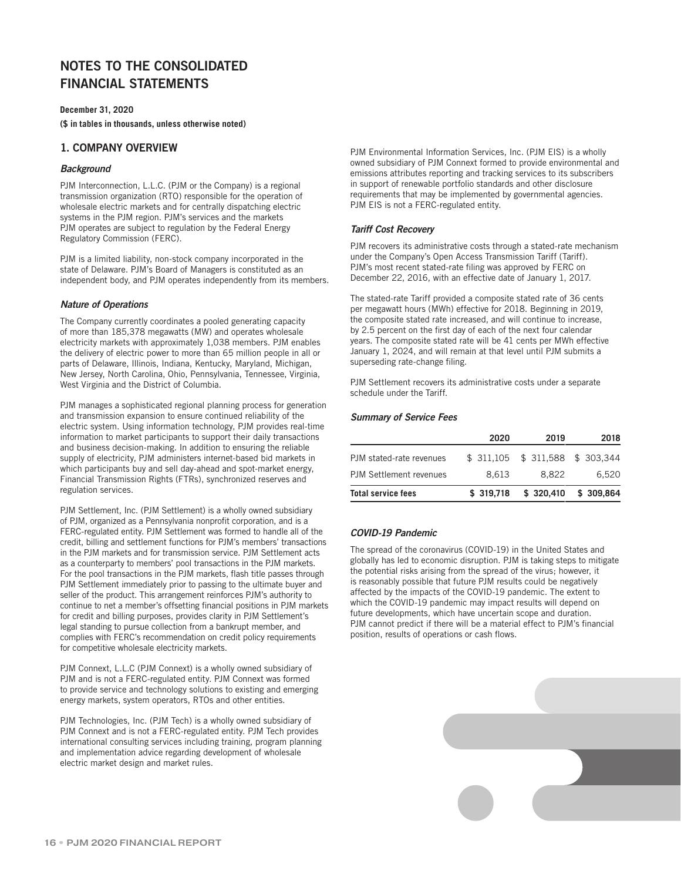# NOTES TO THE CONSOLIDATED FINANCIAL STATEMENTS

**December 31, 2020**

**($ in tables in thousands, unless otherwise noted)**

## 1. COMPANY OVERVIEW

### *Background*

PJM Interconnection, L.L.C. (PJM or the Company) is a regional transmission organization (RTO) responsible for the operation of wholesale electric markets and for centrally dispatching electric systems in the PJM region. PJM's services and the markets PJM operates are subject to regulation by the Federal Energy Regulatory Commission (FERC).

PJM is a limited liability, non-stock company incorporated in the state of Delaware. PJM's Board of Managers is constituted as an independent body, and PJM operates independently from its members.

### *Nature of Operations*

The Company currently coordinates a pooled generating capacity of more than 185,378 megawatts (MW) and operates wholesale electricity markets with approximately 1,038 members. PJM enables the delivery of electric power to more than 65 million people in all or parts of Delaware, Illinois, Indiana, Kentucky, Maryland, Michigan, New Jersey, North Carolina, Ohio, Pennsylvania, Tennessee, Virginia, West Virginia and the District of Columbia.

PJM manages a sophisticated regional planning process for generation and transmission expansion to ensure continued reliability of the electric system. Using information technology, PJM provides real-time information to market participants to support their daily transactions and business decision-making. In addition to ensuring the reliable supply of electricity, PJM administers internet-based bid markets in which participants buy and sell day-ahead and spot-market energy, Financial Transmission Rights (FTRs), synchronized reserves and regulation services.

PJM Settlement, Inc. (PJM Settlement) is a wholly owned subsidiary of PJM, organized as a Pennsylvania nonprofit corporation, and is a FERC-regulated entity. PJM Settlement was formed to handle all of the credit, billing and settlement functions for PJM's members' transactions in the PJM markets and for transmission service. PJM Settlement acts as a counterparty to members' pool transactions in the PJM markets. For the pool transactions in the PJM markets, flash title passes through PJM Settlement immediately prior to passing to the ultimate buyer and seller of the product. This arrangement reinforces PJM's authority to continue to net a member's offsetting financial positions in PJM markets for credit and billing purposes, provides clarity in PJM Settlement's legal standing to pursue collection from a bankrupt member, and complies with FERC's recommendation on credit policy requirements for competitive wholesale electricity markets.

PJM Connext, L.L.C (PJM Connext) is a wholly owned subsidiary of PJM and is not a FERC-regulated entity. PJM Connext was formed to provide service and technology solutions to existing and emerging energy markets, system operators, RTOs and other entities.

PJM Technologies, Inc. (PJM Tech) is a wholly owned subsidiary of PJM Connext and is not a FERC-regulated entity. PJM Tech provides international consulting services including training, program planning and implementation advice regarding development of wholesale electric market design and market rules.

PJM Environmental Information Services, Inc. (PJM EIS) is a wholly owned subsidiary of PJM Connext formed to provide environmental and emissions attributes reporting and tracking services to its subscribers in support of renewable portfolio standards and other disclosure requirements that may be implemented by governmental agencies. PJM EIS is not a FERC-regulated entity.

### *Tariff Cost Recovery*

PJM recovers its administrative costs through a stated-rate mechanism under the Company's Open Access Transmission Tariff (Tariff). PJM's most recent stated-rate filing was approved by FERC on December 22, 2016, with an effective date of January 1, 2017.

The stated-rate Tariff provided a composite stated rate of 36 cents per megawatt hours (MWh) effective for 2018. Beginning in 2019, the composite stated rate increased, and will continue to increase, by 2.5 percent on the first day of each of the next four calendar years. The composite stated rate will be 41 cents per MWh effective January 1, 2024, and will remain at that level until PJM submits a superseding rate-change filing.

PJM Settlement recovers its administrative costs under a separate schedule under the Tariff.

### *Summary of Service Fees*

| | 2020 | 2019 | 2018 |
|---|---|---|---|
| PJM stated-rate revenues | $ 311,105 | $ 311,588 | $ 303,344 |
| PJM Settlement revenues | 8,613 | 8,822 | 6,520 |
| **Total service fees** | **$ 319,718** | **$ 320,410** | **$ 309,864** |

### *COVID-19 Pandemic*

The spread of the coronavirus (COVID-19) in the United States and globally has led to economic disruption. PJM is taking steps to mitigate the potential risks arising from the spread of the virus; however, it is reasonably possible that future PJM results could be negatively affected by the impacts of the COVID-19 pandemic. The extent to which the COVID-19 pandemic may impact results will depend on future developments, which have uncertain scope and duration. PJM cannot predict if there will be a material effect to PJM's financial position, results of operations or cash flows.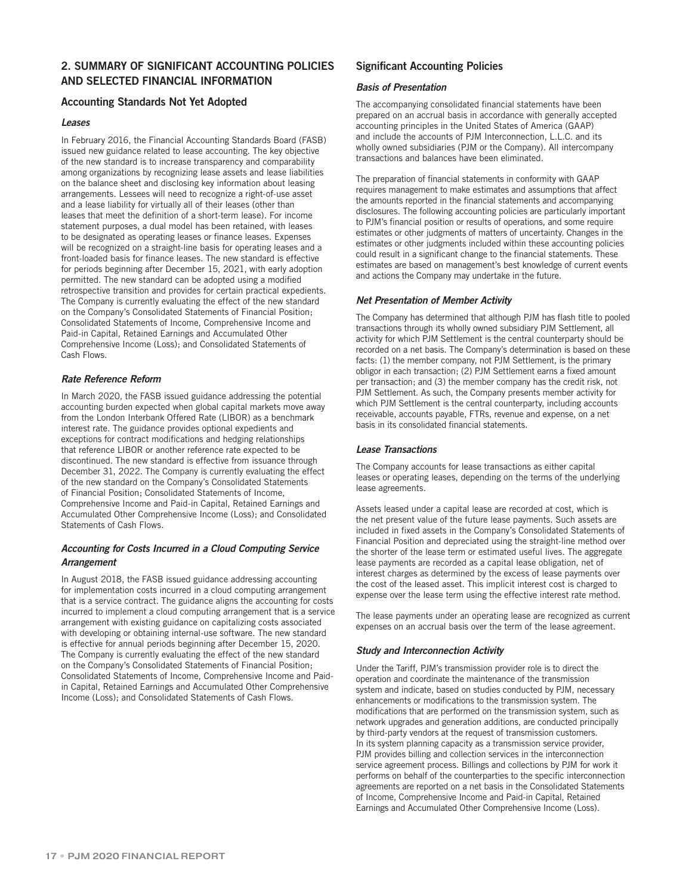## 2. SUMMARY OF SIGNIFICANT ACCOUNTING POLICIES AND SELECTED FINANCIAL INFORMATION

### Accounting Standards Not Yet Adopted

#### *Leases*

In February 2016, the Financial Accounting Standards Board (FASB) issued new guidance related to lease accounting. The key objective of the new standard is to increase transparency and comparability among organizations by recognizing lease assets and lease liabilities on the balance sheet and disclosing key information about leasing arrangements. Lessees will need to recognize a right-of-use asset and a lease liability for virtually all of their leases (other than leases that meet the definition of a short-term lease). For income statement purposes, a dual model has been retained, with leases to be designated as operating leases or finance leases. Expenses will be recognized on a straight-line basis for operating leases and a front-loaded basis for finance leases. The new standard is effective for periods beginning after December 15, 2021, with early adoption permitted. The new standard can be adopted using a modified retrospective transition and provides for certain practical expedients. The Company is currently evaluating the effect of the new standard on the Company's Consolidated Statements of Financial Position; Consolidated Statements of Income, Comprehensive Income and Paid-in Capital, Retained Earnings and Accumulated Other Comprehensive Income (Loss); and Consolidated Statements of Cash Flows.

#### *Rate Reference Reform*

In March 2020, the FASB issued guidance addressing the potential accounting burden expected when global capital markets move away from the London Interbank Offered Rate (LIBOR) as a benchmark interest rate. The guidance provides optional expedients and exceptions for contract modifications and hedging relationships that reference LIBOR or another reference rate expected to be discontinued. The new standard is effective from issuance through December 31, 2022. The Company is currently evaluating the effect of the new standard on the Company's Consolidated Statements of Financial Position; Consolidated Statements of Income, Comprehensive Income and Paid-in Capital, Retained Earnings and Accumulated Other Comprehensive Income (Loss); and Consolidated Statements of Cash Flows.

#### *Accounting for Costs Incurred in a Cloud Computing Service Arrangement*

In August 2018, the FASB issued guidance addressing accounting for implementation costs incurred in a cloud computing arrangement that is a service contract. The guidance aligns the accounting for costs incurred to implement a cloud computing arrangement that is a service arrangement with existing guidance on capitalizing costs associated with developing or obtaining internal-use software. The new standard is effective for annual periods beginning after December 15, 2020. The Company is currently evaluating the effect of the new standard on the Company's Consolidated Statements of Financial Position; Consolidated Statements of Income, Comprehensive Income and Paid-in Capital, Retained Earnings and Accumulated Other Comprehensive Income (Loss); and Consolidated Statements of Cash Flows.

### Significant Accounting Policies

#### *Basis of Presentation*

The accompanying consolidated financial statements have been prepared on an accrual basis in accordance with generally accepted accounting principles in the United States of America (GAAP) and include the accounts of PJM Interconnection, L.L.C. and its wholly owned subsidiaries (PJM or the Company). All intercompany transactions and balances have been eliminated.

The preparation of financial statements in conformity with GAAP requires management to make estimates and assumptions that affect the amounts reported in the financial statements and accompanying disclosures. The following accounting policies are particularly important to PJM's financial position or results of operations, and some require estimates or other judgments of matters of uncertainty. Changes in the estimates or other judgments included within these accounting policies could result in a significant change to the financial statements. These estimates are based on management's best knowledge of current events and actions the Company may undertake in the future.

#### *Net Presentation of Member Activity*

The Company has determined that although PJM has flash title to pooled transactions through its wholly owned subsidiary PJM Settlement, all activity for which PJM Settlement is the central counterparty should be recorded on a net basis. The Company's determination is based on these facts: (1) the member company, not PJM Settlement, is the primary obligor in each transaction; (2) PJM Settlement earns a fixed amount per transaction; and (3) the member company has the credit risk, not PJM Settlement. As such, the Company presents member activity for which PJM Settlement is the central counterparty, including accounts receivable, accounts payable, FTRs, revenue and expense, on a net basis in its consolidated financial statements.

#### *Lease Transactions*

The Company accounts for lease transactions as either capital leases or operating leases, depending on the terms of the underlying lease agreements.

Assets leased under a capital lease are recorded at cost, which is the net present value of the future lease payments. Such assets are included in fixed assets in the Company's Consolidated Statements of Financial Position and depreciated using the straight-line method over the shorter of the lease term or estimated useful lives. The aggregate lease payments are recorded as a capital lease obligation, net of interest charges as determined by the excess of lease payments over the cost of the leased asset. This implicit interest cost is charged to expense over the lease term using the effective interest rate method.

The lease payments under an operating lease are recognized as current expenses on an accrual basis over the term of the lease agreement.

#### *Study and Interconnection Activity*

Under the Tariff, PJM's transmission provider role is to direct the operation and coordinate the maintenance of the transmission system and indicate, based on studies conducted by PJM, necessary enhancements or modifications to the transmission system. The modifications that are performed on the transmission system, such as network upgrades and generation additions, are conducted principally by third-party vendors at the request of transmission customers. In its system planning capacity as a transmission service provider, PJM provides billing and collection services in the interconnection service agreement process. Billings and collections by PJM for work it performs on behalf of the counterparties to the specific interconnection agreements are reported on a net basis in the Consolidated Statements of Income, Comprehensive Income and Paid-in Capital, Retained Earnings and Accumulated Other Comprehensive Income (Loss).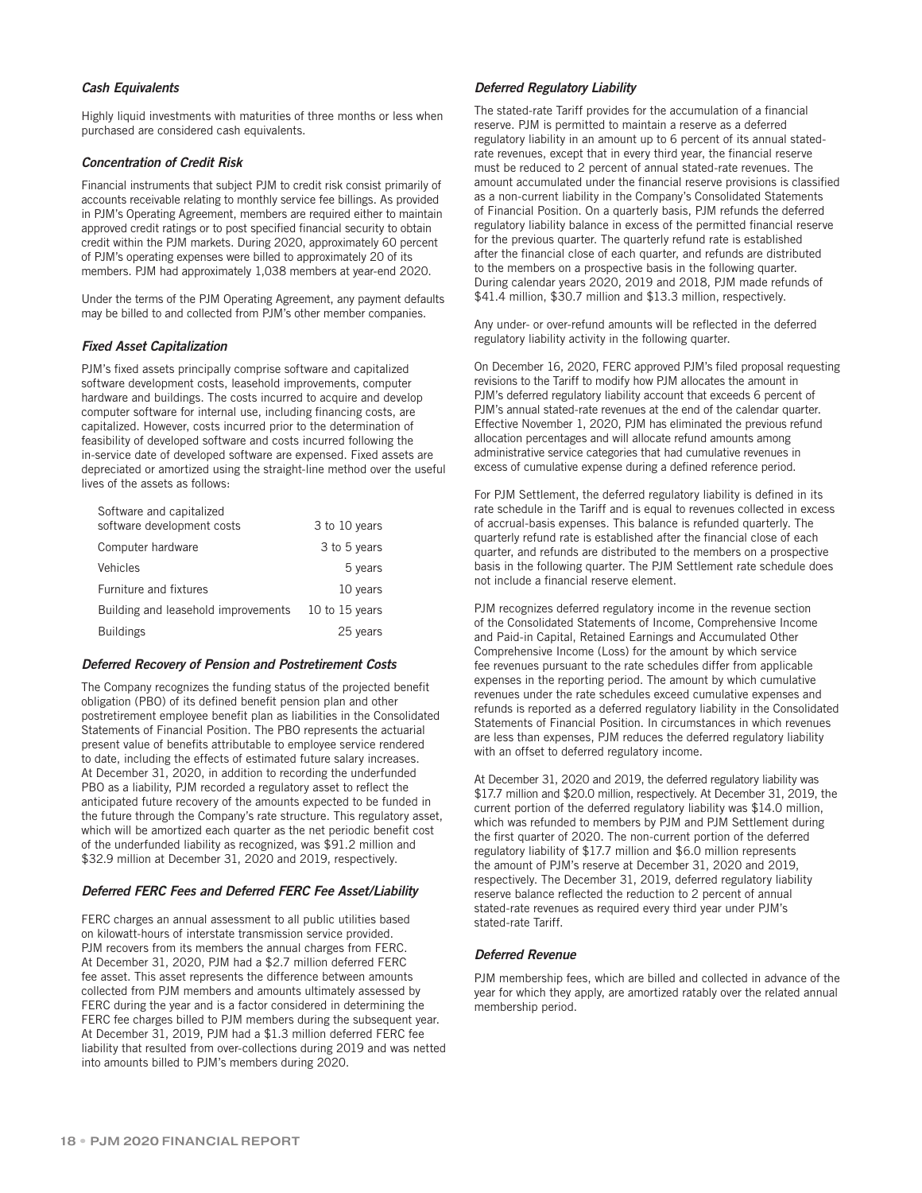### *Cash Equivalents*

Highly liquid investments with maturities of three months or less when purchased are considered cash equivalents.

### *Concentration of Credit Risk*

Financial instruments that subject PJM to credit risk consist primarily of accounts receivable relating to monthly service fee billings. As provided in PJM's Operating Agreement, members are required either to maintain approved credit ratings or to post specified financial security to obtain credit within the PJM markets. During 2020, approximately 60 percent of PJM's operating expenses were billed to approximately 20 of its members. PJM had approximately 1,038 members at year-end 2020.

Under the terms of the PJM Operating Agreement, any payment defaults may be billed to and collected from PJM's other member companies.

### *Fixed Asset Capitalization*

PJM's fixed assets principally comprise software and capitalized software development costs, leasehold improvements, computer hardware and buildings. The costs incurred to acquire and develop computer software for internal use, including financing costs, are capitalized. However, costs incurred prior to the determination of feasibility of developed software and costs incurred following the in-service date of developed software are expensed. Fixed assets are depreciated or amortized using the straight-line method over the useful lives of the assets as follows:

| | |
|---|---|
| Software and capitalized software development costs | 3 to 10 years |
| Computer hardware | 3 to 5 years |
| Vehicles | 5 years |
| Furniture and fixtures | 10 years |
| Building and leasehold improvements | 10 to 15 years |
| Buildings | 25 years |

### *Deferred Recovery of Pension and Postretirement Costs*

The Company recognizes the funding status of the projected benefit obligation (PBO) of its defined benefit pension plan and other postretirement employee benefit plan as liabilities in the Consolidated Statements of Financial Position. The PBO represents the actuarial present value of benefits attributable to employee service rendered to date, including the effects of estimated future salary increases. At December 31, 2020, in addition to recording the underfunded PBO as a liability, PJM recorded a regulatory asset to reflect the anticipated future recovery of the amounts expected to be funded in the future through the Company's rate structure. This regulatory asset, which will be amortized each quarter as the net periodic benefit cost of the underfunded liability as recognized, was \$91.2 million and \$32.9 million at December 31, 2020 and 2019, respectively.

### *Deferred FERC Fees and Deferred FERC Fee Asset/Liability*

FERC charges an annual assessment to all public utilities based on kilowatt-hours of interstate transmission service provided. PJM recovers from its members the annual charges from FERC. At December 31, 2020, PJM had a \$2.7 million deferred FERC fee asset. This asset represents the difference between amounts collected from PJM members and amounts ultimately assessed by FERC during the year and is a factor considered in determining the FERC fee charges billed to PJM members during the subsequent year. At December 31, 2019, PJM had a \$1.3 million deferred FERC fee liability that resulted from over-collections during 2019 and was netted into amounts billed to PJM's members during 2020.

### *Deferred Regulatory Liability*

The stated-rate Tariff provides for the accumulation of a financial reserve. PJM is permitted to maintain a reserve as a deferred regulatory liability in an amount up to 6 percent of its annual stated-rate revenues, except that in every third year, the financial reserve must be reduced to 2 percent of annual stated-rate revenues. The amount accumulated under the financial reserve provisions is classified as a non-current liability in the Company's Consolidated Statements of Financial Position. On a quarterly basis, PJM refunds the deferred regulatory liability balance in excess of the permitted financial reserve for the previous quarter. The quarterly refund rate is established after the financial close of each quarter, and refunds are distributed to the members on a prospective basis in the following quarter. During calendar years 2020, 2019 and 2018, PJM made refunds of \$41.4 million, \$30.7 million and \$13.3 million, respectively.

Any under- or over-refund amounts will be reflected in the deferred regulatory liability activity in the following quarter.

On December 16, 2020, FERC approved PJM's filed proposal requesting revisions to the Tariff to modify how PJM allocates the amount in PJM's deferred regulatory liability account that exceeds 6 percent of PJM's annual stated-rate revenues at the end of the calendar quarter. Effective November 1, 2020, PJM has eliminated the previous refund allocation percentages and will allocate refund amounts among administrative service categories that had cumulative revenues in excess of cumulative expense during a defined reference period.

For PJM Settlement, the deferred regulatory liability is defined in its rate schedule in the Tariff and is equal to revenues collected in excess of accrual-basis expenses. This balance is refunded quarterly. The quarterly refund rate is established after the financial close of each quarter, and refunds are distributed to the members on a prospective basis in the following quarter. The PJM Settlement rate schedule does not include a financial reserve element.

PJM recognizes deferred regulatory income in the revenue section of the Consolidated Statements of Income, Comprehensive Income and Paid-in Capital, Retained Earnings and Accumulated Other Comprehensive Income (Loss) for the amount by which service fee revenues pursuant to the rate schedules differ from applicable expenses in the reporting period. The amount by which cumulative revenues under the rate schedules exceed cumulative expenses and refunds is reported as a deferred regulatory liability in the Consolidated Statements of Financial Position. In circumstances in which revenues are less than expenses, PJM reduces the deferred regulatory liability with an offset to deferred regulatory income.

At December 31, 2020 and 2019, the deferred regulatory liability was \$17.7 million and \$20.0 million, respectively. At December 31, 2019, the current portion of the deferred regulatory liability was \$14.0 million, which was refunded to members by PJM and PJM Settlement during the first quarter of 2020. The non-current portion of the deferred regulatory liability of \$17.7 million and \$6.0 million represents the amount of PJM's reserve at December 31, 2020 and 2019, respectively. The December 31, 2019, deferred regulatory liability reserve balance reflected the reduction to 2 percent of annual stated-rate revenues as required every third year under PJM's stated-rate Tariff.

### *Deferred Revenue*

PJM membership fees, which are billed and collected in advance of the year for which they apply, are amortized ratably over the related annual membership period.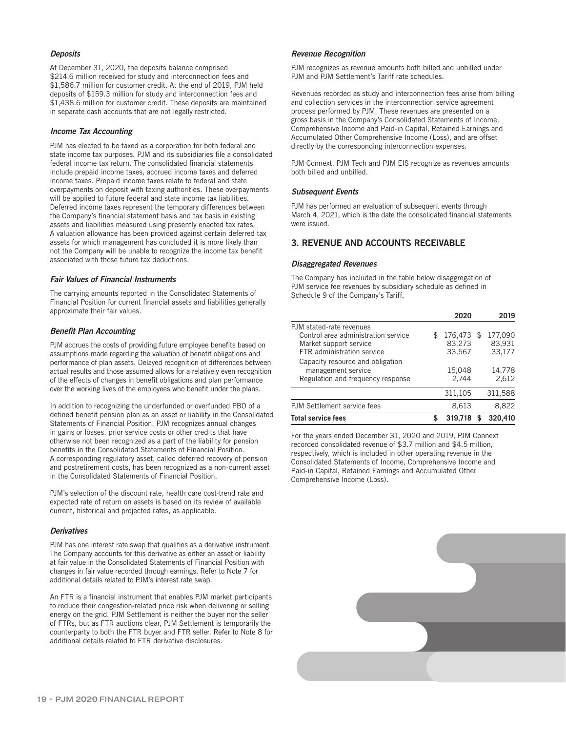### *Deposits*

At December 31, 2020, the deposits balance comprised $214.6 million received for study and interconnection fees and $1,586.7 million for customer credit. At the end of 2019, PJM held deposits of $159.3 million for study and interconnection fees and $1,438.6 million for customer credit. These deposits are maintained in separate cash accounts that are not legally restricted.

### *Income Tax Accounting*

PJM has elected to be taxed as a corporation for both federal and state income tax purposes. PJM and its subsidiaries file a consolidated federal income tax return. The consolidated financial statements include prepaid income taxes, accrued income taxes and deferred income taxes. Prepaid income taxes relate to federal and state overpayments on deposit with taxing authorities. These overpayments will be applied to future federal and state income tax liabilities. Deferred income taxes represent the temporary differences between the Company's financial statement basis and tax basis in existing assets and liabilities measured using presently enacted tax rates. A valuation allowance has been provided against certain deferred tax assets for which management has concluded it is more likely than not the Company will be unable to recognize the income tax benefit associated with those future tax deductions.

### *Fair Values of Financial Instruments*

The carrying amounts reported in the Consolidated Statements of Financial Position for current financial assets and liabilities generally approximate their fair values.

### *Benefit Plan Accounting*

PJM accrues the costs of providing future employee benefits based on assumptions made regarding the valuation of benefit obligations and performance of plan assets. Delayed recognition of differences between actual results and those assumed allows for a relatively even recognition of the effects of changes in benefit obligations and plan performance over the working lives of the employees who benefit under the plans.

In addition to recognizing the underfunded or overfunded PBO of a defined benefit pension plan as an asset or liability in the Consolidated Statements of Financial Position, PJM recognizes annual changes in gains or losses, prior service costs or other credits that have otherwise not been recognized as a part of the liability for pension benefits in the Consolidated Statements of Financial Position. A corresponding regulatory asset, called deferred recovery of pension and postretirement costs, has been recognized as a non-current asset in the Consolidated Statements of Financial Position.

PJM's selection of the discount rate, health care cost-trend rate and expected rate of return on assets is based on its review of available current, historical and projected rates, as applicable.

### *Derivatives*

PJM has one interest rate swap that qualifies as a derivative instrument. The Company accounts for this derivative as either an asset or liability at fair value in the Consolidated Statements of Financial Position with changes in fair value recorded through earnings. Refer to Note 7 for additional details related to PJM's interest rate swap.

An FTR is a financial instrument that enables PJM market participants to reduce their congestion-related price risk when delivering or selling energy on the grid. PJM Settlement is neither the buyer nor the seller of FTRs, but as FTR auctions clear, PJM Settlement is temporarily the counterparty to both the FTR buyer and FTR seller. Refer to Note 8 for additional details related to FTR derivative disclosures.

### *Revenue Recognition*

PJM recognizes as revenue amounts both billed and unbilled under PJM and PJM Settlement's Tariff rate schedules.

Revenues recorded as study and interconnection fees arise from billing and collection services in the interconnection service agreement process performed by PJM. These revenues are presented on a gross basis in the Company's Consolidated Statements of Income, Comprehensive Income and Paid-in Capital, Retained Earnings and Accumulated Other Comprehensive Income (Loss), and are offset directly by the corresponding interconnection expenses.

PJM Connext, PJM Tech and PJM EIS recognize as revenues amounts both billed and unbilled.

### *Subsequent Events*

PJM has performed an evaluation of subsequent events through March 4, 2021, which is the date the consolidated financial statements were issued.

## 3. REVENUE AND ACCOUNTS RECEIVABLE

### *Disaggregated Revenues*

The Company has included in the table below disaggregation of PJM service fee revenues by subsidiary schedule as defined in Schedule 9 of the Company's Tariff.

| | 2020 | 2019 |
|---|---|---|
| PJM stated-rate revenues | | |
| Control area administration service | $ 176,473 | $ 177,090 |
| Market support service | 83,273 | 83,931 |
| FTR administration service | 33,567 | 33,177 |
| Capacity resource and obligation management service | 15,048 | 14,778 |
| Regulation and frequency response | 2,744 | 2,612 |
| | 311,105 | 311,588 |
| PJM Settlement service fees | 8,613 | 8,822 |
| **Total service fees** | **$ 319,718** | **$ 320,410** |

For the years ended December 31, 2020 and 2019, PJM Connext recorded consolidated revenue of $3.7 million and $4.5 million, respectively, which is included in other operating revenue in the Consolidated Statements of Income, Comprehensive Income and Paid-in Capital, Retained Earnings and Accumulated Other Comprehensive Income (Loss).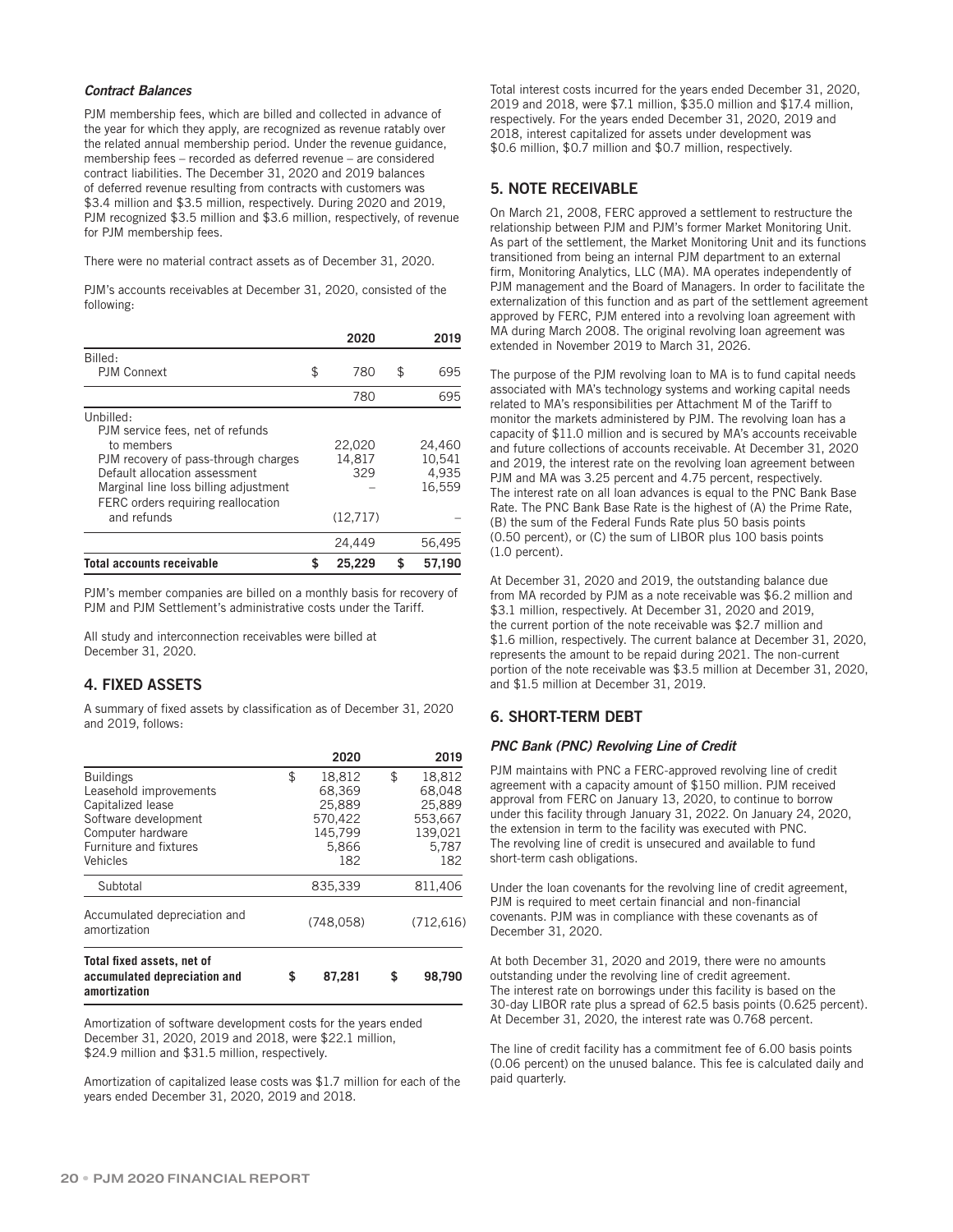### *Contract Balances*

PJM membership fees, which are billed and collected in advance of the year for which they apply, are recognized as revenue ratably over the related annual membership period. Under the revenue guidance, membership fees – recorded as deferred revenue – are considered contract liabilities. The December 31, 2020 and 2019 balances of deferred revenue resulting from contracts with customers was $3.4 million and $3.5 million, respectively. During 2020 and 2019, PJM recognized $3.5 million and $3.6 million, respectively, of revenue for PJM membership fees.

There were no material contract assets as of December 31, 2020.

PJM's accounts receivables at December 31, 2020, consisted of the following:

| | 2020 | 2019 |
|---|---|---|
| Billed: | | |
| PJM Connext | $ 780 | $ 695 |
| | 780 | 695 |
| Unbilled: | | |
| PJM service fees, net of refunds to members | 22,020 | 24,460 |
| PJM recovery of pass-through charges | 14,817 | 10,541 |
| Default allocation assessment | 329 | 4,935 |
| Marginal line loss billing adjustment | – | 16,559 |
| FERC orders requiring reallocation and refunds | (12,717) | – |
| | 24,449 | 56,495 |
| **Total accounts receivable** | **$ 25,229** | **$ 57,190** |

PJM's member companies are billed on a monthly basis for recovery of PJM and PJM Settlement's administrative costs under the Tariff.

All study and interconnection receivables were billed at December 31, 2020.

## 4. FIXED ASSETS

A summary of fixed assets by classification as of December 31, 2020 and 2019, follows:

| | 2020 | 2019 |
|---|---|---|
| Buildings | $ 18,812 | $ 18,812 |
| Leasehold improvements | 68,369 | 68,048 |
| Capitalized lease | 25,889 | 25,889 |
| Software development | 570,422 | 553,667 |
| Computer hardware | 145,799 | 139,021 |
| Furniture and fixtures | 5,866 | 5,787 |
| Vehicles | 182 | 182 |
| Subtotal | 835,339 | 811,406 |
| Accumulated depreciation and amortization | (748,058) | (712,616) |
| **Total fixed assets, net of accumulated depreciation and amortization** | **$ 87,281** | **$ 98,790** |

Amortization of software development costs for the years ended December 31, 2020, 2019 and 2018, were $22.1 million, $24.9 million and $31.5 million, respectively.

Amortization of capitalized lease costs was $1.7 million for each of the years ended December 31, 2020, 2019 and 2018.

Total interest costs incurred for the years ended December 31, 2020, 2019 and 2018, were $7.1 million, $35.0 million and $17.4 million, respectively. For the years ended December 31, 2020, 2019 and 2018, interest capitalized for assets under development was $0.6 million, $0.7 million and $0.7 million, respectively.

## 5. NOTE RECEIVABLE

On March 21, 2008, FERC approved a settlement to restructure the relationship between PJM and PJM's former Market Monitoring Unit. As part of the settlement, the Market Monitoring Unit and its functions transitioned from being an internal PJM department to an external firm, Monitoring Analytics, LLC (MA). MA operates independently of PJM management and the Board of Managers. In order to facilitate the externalization of this function and as part of the settlement agreement approved by FERC, PJM entered into a revolving loan agreement with MA during March 2008. The original revolving loan agreement was extended in November 2019 to March 31, 2026.

The purpose of the PJM revolving loan to MA is to fund capital needs associated with MA's technology systems and working capital needs related to MA's responsibilities per Attachment M of the Tariff to monitor the markets administered by PJM. The revolving loan has a capacity of $11.0 million and is secured by MA's accounts receivable and future collections of accounts receivable. At December 31, 2020 and 2019, the interest rate on the revolving loan agreement between PJM and MA was 3.25 percent and 4.75 percent, respectively. The interest rate on all loan advances is equal to the PNC Bank Base Rate. The PNC Bank Base Rate is the highest of (A) the Prime Rate, (B) the sum of the Federal Funds Rate plus 50 basis points (0.50 percent), or (C) the sum of LIBOR plus 100 basis points (1.0 percent).

At December 31, 2020 and 2019, the outstanding balance due from MA recorded by PJM as a note receivable was $6.2 million and $3.1 million, respectively. At December 31, 2020 and 2019, the current portion of the note receivable was $2.7 million and $1.6 million, respectively. The current balance at December 31, 2020, represents the amount to be repaid during 2021. The non-current portion of the note receivable was $3.5 million at December 31, 2020, and $1.5 million at December 31, 2019.

## 6. SHORT-TERM DEBT

### *PNC Bank (PNC) Revolving Line of Credit*

PJM maintains with PNC a FERC-approved revolving line of credit agreement with a capacity amount of $150 million. PJM received approval from FERC on January 13, 2020, to continue to borrow under this facility through January 31, 2022. On January 24, 2020, the extension in term to the facility was executed with PNC. The revolving line of credit is unsecured and available to fund short-term cash obligations.

Under the loan covenants for the revolving line of credit agreement, PJM is required to meet certain financial and non-financial covenants. PJM was in compliance with these covenants as of December 31, 2020.

At both December 31, 2020 and 2019, there were no amounts outstanding under the revolving line of credit agreement. The interest rate on borrowings under this facility is based on the 30-day LIBOR rate plus a spread of 62.5 basis points (0.625 percent). At December 31, 2020, the interest rate was 0.768 percent.

The line of credit facility has a commitment fee of 6.00 basis points (0.06 percent) on the unused balance. This fee is calculated daily and paid quarterly.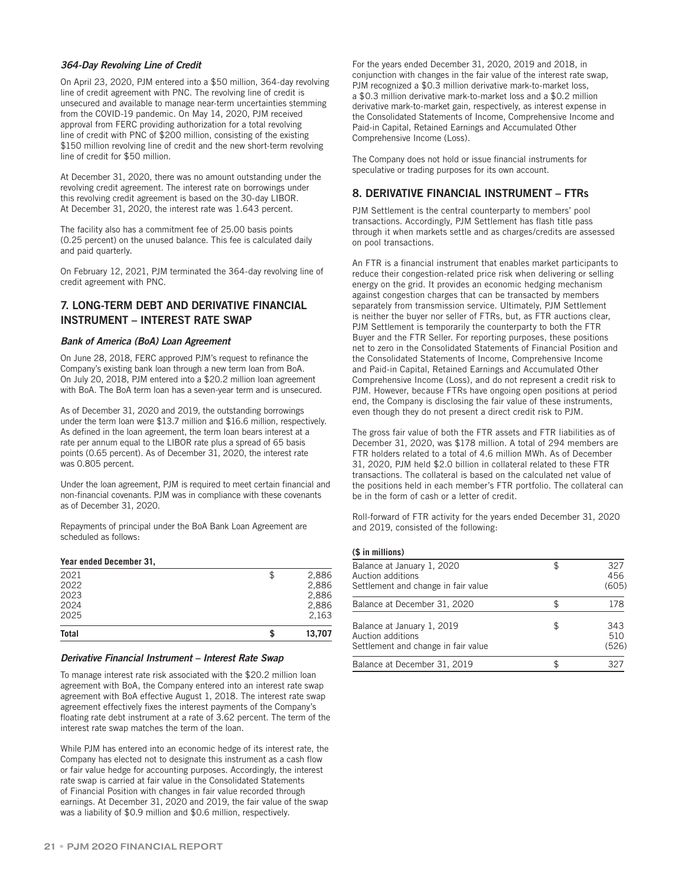### *364-Day Revolving Line of Credit*

On April 23, 2020, PJM entered into a $50 million, 364-day revolving line of credit agreement with PNC. The revolving line of credit is unsecured and available to manage near-term uncertainties stemming from the COVID-19 pandemic. On May 14, 2020, PJM received approval from FERC providing authorization for a total revolving line of credit with PNC of $200 million, consisting of the existing $150 million revolving line of credit and the new short-term revolving line of credit for $50 million.

At December 31, 2020, there was no amount outstanding under the revolving credit agreement. The interest rate on borrowings under this revolving credit agreement is based on the 30-day LIBOR. At December 31, 2020, the interest rate was 1.643 percent.

The facility also has a commitment fee of 25.00 basis points (0.25 percent) on the unused balance. This fee is calculated daily and paid quarterly.

On February 12, 2021, PJM terminated the 364-day revolving line of credit agreement with PNC.

## 7. LONG-TERM DEBT AND DERIVATIVE FINANCIAL INSTRUMENT – INTEREST RATE SWAP

### *Bank of America (BoA) Loan Agreement*

On June 28, 2018, FERC approved PJM's request to refinance the Company's existing bank loan through a new term loan from BoA. On July 20, 2018, PJM entered into a $20.2 million loan agreement with BoA. The BoA term loan has a seven-year term and is unsecured.

As of December 31, 2020 and 2019, the outstanding borrowings under the term loan were $13.7 million and $16.6 million, respectively. As defined in the loan agreement, the term loan bears interest at a rate per annum equal to the LIBOR rate plus a spread of 65 basis points (0.65 percent). As of December 31, 2020, the interest rate was 0.805 percent.

Under the loan agreement, PJM is required to meet certain financial and non-financial covenants. PJM was in compliance with these covenants as of December 31, 2020.

Repayments of principal under the BoA Bank Loan Agreement are scheduled as follows:

| **Year ended December 31,** | | |
|---|---|---|
| 2021 | $ | 2,886 |
| 2022 | | 2,886 |
| 2023 | | 2,886 |
| 2024 | | 2,886 |
| 2025 | | 2,163 |
| **Total** | **$** | **13,707** |

### *Derivative Financial Instrument – Interest Rate Swap*

To manage interest rate risk associated with the $20.2 million loan agreement with BoA, the Company entered into an interest rate swap agreement with BoA effective August 1, 2018. The interest rate swap agreement effectively fixes the interest payments of the Company's floating rate debt instrument at a rate of 3.62 percent. The term of the interest rate swap matches the term of the loan.

While PJM has entered into an economic hedge of its interest rate, the Company has elected not to designate this instrument as a cash flow or fair value hedge for accounting purposes. Accordingly, the interest rate swap is carried at fair value in the Consolidated Statements of Financial Position with changes in fair value recorded through earnings. At December 31, 2020 and 2019, the fair value of the swap was a liability of $0.9 million and $0.6 million, respectively.

For the years ended December 31, 2020, 2019 and 2018, in conjunction with changes in the fair value of the interest rate swap, PJM recognized a $0.3 million derivative mark-to-market loss, a $0.3 million derivative mark-to-market loss and a $0.2 million derivative mark-to-market gain, respectively, as interest expense in the Consolidated Statements of Income, Comprehensive Income and Paid-in Capital, Retained Earnings and Accumulated Other Comprehensive Income (Loss).

The Company does not hold or issue financial instruments for speculative or trading purposes for its own account.

## 8. DERIVATIVE FINANCIAL INSTRUMENT – FTRs

PJM Settlement is the central counterparty to members' pool transactions. Accordingly, PJM Settlement has flash title pass through it when markets settle and as charges/credits are assessed on pool transactions.

An FTR is a financial instrument that enables market participants to reduce their congestion-related price risk when delivering or selling energy on the grid. It provides an economic hedging mechanism against congestion charges that can be transacted by members separately from transmission service. Ultimately, PJM Settlement is neither the buyer nor seller of FTRs, but, as FTR auctions clear, PJM Settlement is temporarily the counterparty to both the FTR Buyer and the FTR Seller. For reporting purposes, these positions net to zero in the Consolidated Statements of Financial Position and the Consolidated Statements of Income, Comprehensive Income and Paid-in Capital, Retained Earnings and Accumulated Other Comprehensive Income (Loss), and do not represent a credit risk to PJM. However, because FTRs have ongoing open positions at period end, the Company is disclosing the fair value of these instruments, even though they do not present a direct credit risk to PJM.

The gross fair value of both the FTR assets and FTR liabilities as of December 31, 2020, was $178 million. A total of 294 members are FTR holders related to a total of 4.6 million MWh. As of December 31, 2020, PJM held $2.0 billion in collateral related to these FTR transactions. The collateral is based on the calculated net value of the positions held in each member's FTR portfolio. The collateral can be in the form of cash or a letter of credit.

Roll-forward of FTR activity for the years ended December 31, 2020 and 2019, consisted of the following:

| **($ in millions)** | | |
|---|---|---|
| Balance at January 1, 2020 | $ | 327 |
| Auction additions | | 456 |
| Settlement and change in fair value | | (605) |
| Balance at December 31, 2020 | $ | 178 |
| Balance at January 1, 2019 | $ | 343 |
| Auction additions | | 510 |
| Settlement and change in fair value | | (526) |
| Balance at December 31, 2019 | $ | 327 |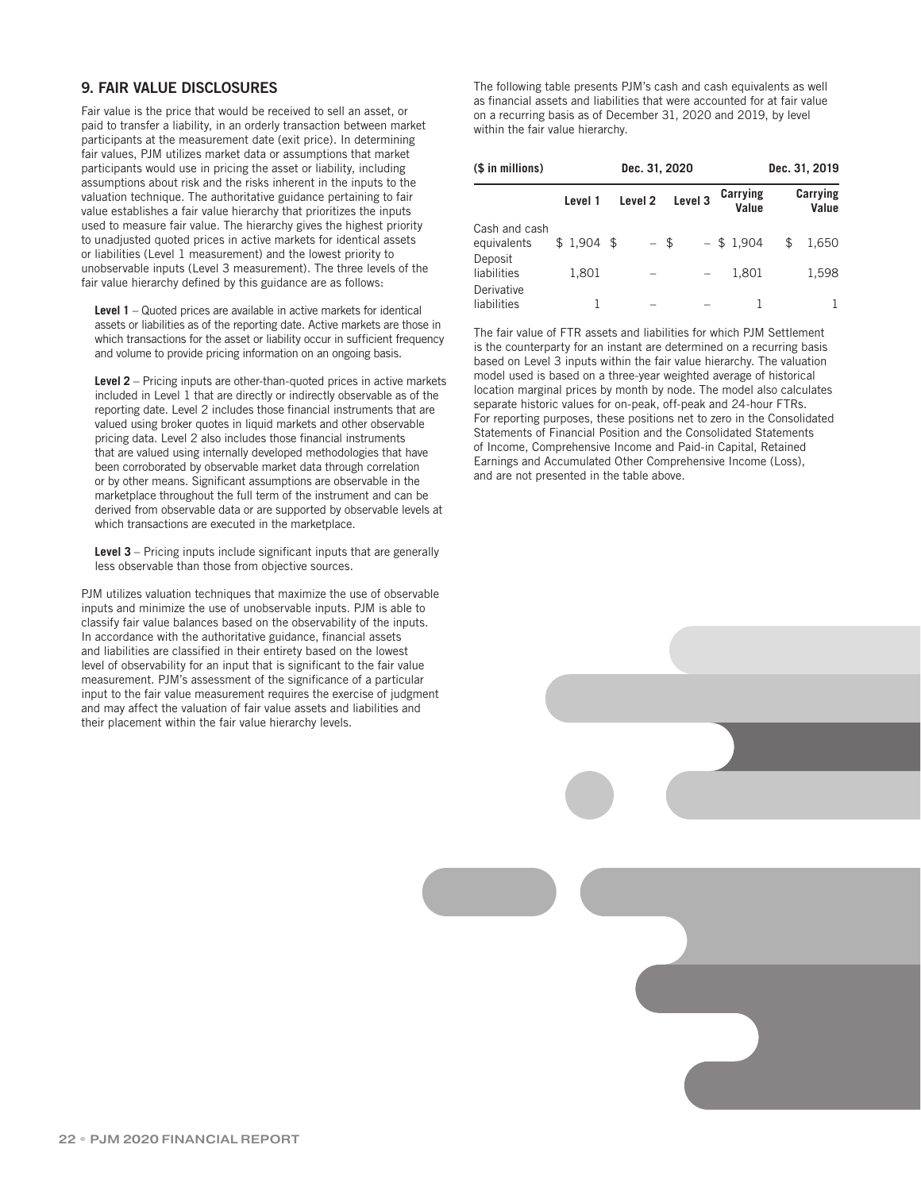## 9. FAIR VALUE DISCLOSURES

Fair value is the price that would be received to sell an asset, or paid to transfer a liability, in an orderly transaction between market participants at the measurement date (exit price). In determining fair values, PJM utilizes market data or assumptions that market participants would use in pricing the asset or liability, including assumptions about risk and the risks inherent in the inputs to the valuation technique. The authoritative guidance pertaining to fair value establishes a fair value hierarchy that prioritizes the inputs used to measure fair value. The hierarchy gives the highest priority to unadjusted quoted prices in active markets for identical assets or liabilities (Level 1 measurement) and the lowest priority to unobservable inputs (Level 3 measurement). The three levels of the fair value hierarchy defined by this guidance are as follows:

**Level 1** – Quoted prices are available in active markets for identical assets or liabilities as of the reporting date. Active markets are those in which transactions for the asset or liability occur in sufficient frequency and volume to provide pricing information on an ongoing basis.

**Level 2** – Pricing inputs are other-than-quoted prices in active markets included in Level 1 that are directly or indirectly observable as of the reporting date. Level 2 includes those financial instruments that are valued using broker quotes in liquid markets and other observable pricing data. Level 2 also includes those financial instruments that are valued using internally developed methodologies that have been corroborated by observable market data through correlation or by other means. Significant assumptions are observable in the marketplace throughout the full term of the instrument and can be derived from observable data or are supported by observable levels at which transactions are executed in the marketplace.

**Level 3** – Pricing inputs include significant inputs that are generally less observable than those from objective sources.

PJM utilizes valuation techniques that maximize the use of observable inputs and minimize the use of unobservable inputs. PJM is able to classify fair value balances based on the observability of the inputs. In accordance with the authoritative guidance, financial assets and liabilities are classified in their entirety based on the lowest level of observability for an input that is significant to the fair value measurement. PJM's assessment of the significance of a particular input to the fair value measurement requires the exercise of judgment and may affect the valuation of fair value assets and liabilities and their placement within the fair value hierarchy levels.

The following table presents PJM's cash and cash equivalents as well as financial assets and liabilities that were accounted for at fair value on a recurring basis as of December 31, 2020 and 2019, by level within the fair value hierarchy.

| ($ in millions) | Dec. 31, 2020 | | | | Dec. 31, 2019 |
|---|---|---|---|---|---|
| | Level 1 | Level 2 | Level 3 | Carrying Value | Carrying Value |
| Cash and cash equivalents | $ 1,904 | $ – | $ – | $ 1,904 | $ 1,650 |
| Deposit liabilities | 1,801 | – | – | 1,801 | 1,598 |
| Derivative liabilities | 1 | – | – | 1 | 1 |

The fair value of FTR assets and liabilities for which PJM Settlement is the counterparty for an instant are determined on a recurring basis based on Level 3 inputs within the fair value hierarchy. The valuation model used is based on a three-year weighted average of historical location marginal prices by month by node. The model also calculates separate historic values for on-peak, off-peak and 24-hour FTRs. For reporting purposes, these positions net to zero in the Consolidated Statements of Financial Position and the Consolidated Statements of Income, Comprehensive Income and Paid-in Capital, Retained Earnings and Accumulated Other Comprehensive Income (Loss), and are not presented in the table above.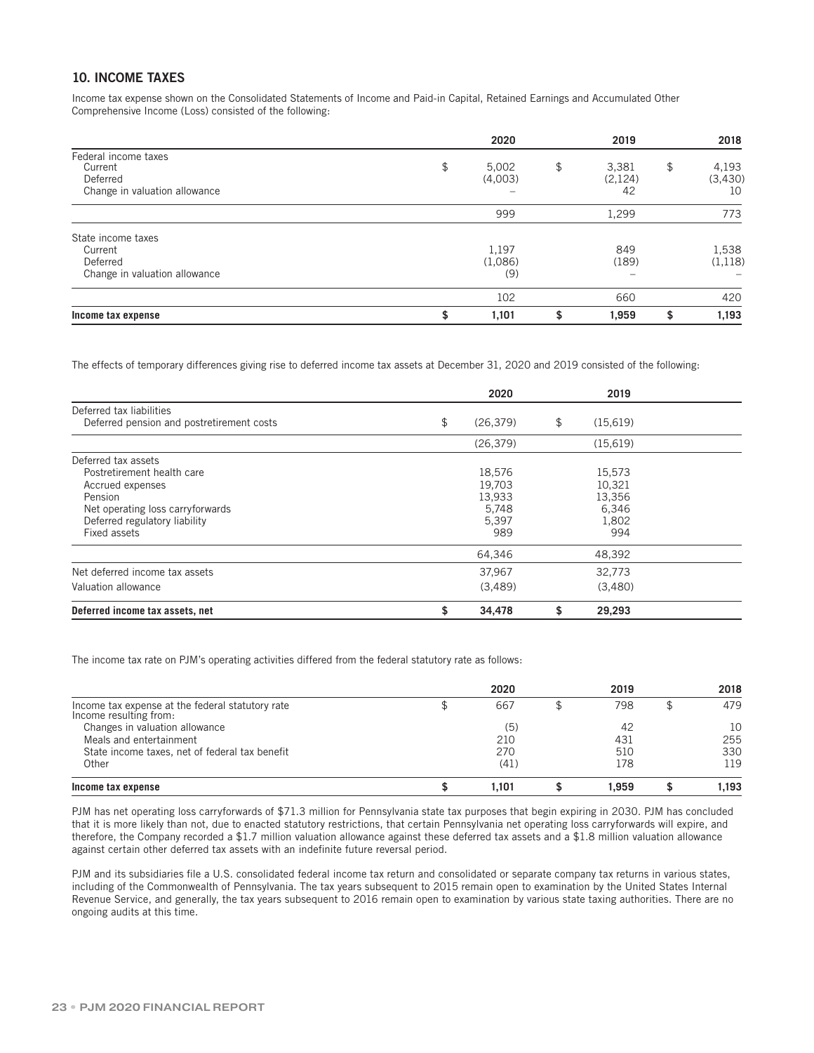## 10. INCOME TAXES

Income tax expense shown on the Consolidated Statements of Income and Paid-in Capital, Retained Earnings and Accumulated Other Comprehensive Income (Loss) consisted of the following:

| | 2020 | 2019 | 2018 |
|---|---|---|---|
| Federal income taxes | | | |
| Current | $ 5,002 | $ 3,381 | $ 4,193 |
| Deferred | (4,003) | (2,124) | (3,430) |
| Change in valuation allowance | – | 42 | 10 |
| | 999 | 1,299 | 773 |
| State income taxes | | | |
| Current | 1,197 | 849 | 1,538 |
| Deferred | (1,086) | (189) | (1,118) |
| Change in valuation allowance | (9) | – | – |
| | 102 | 660 | 420 |
| **Income tax expense** | **$ 1,101** | **$ 1,959** | **$ 1,193** |

The effects of temporary differences giving rise to deferred income tax assets at December 31, 2020 and 2019 consisted of the following:

| | 2020 | 2019 |
|---|---|---|
| Deferred tax liabilities | | |
| Deferred pension and postretirement costs | $ (26,379) | $ (15,619) |
| | (26,379) | (15,619) |
| Deferred tax assets | | |
| Postretirement health care | 18,576 | 15,573 |
| Accrued expenses | 19,703 | 10,321 |
| Pension | 13,933 | 13,356 |
| Net operating loss carryforwards | 5,748 | 6,346 |
| Deferred regulatory liability | 5,397 | 1,802 |
| Fixed assets | 989 | 994 |
| | 64,346 | 48,392 |
| Net deferred income tax assets | 37,967 | 32,773 |
| Valuation allowance | (3,489) | (3,480) |
| **Deferred income tax assets, net** | **$ 34,478** | **$ 29,293** |

The income tax rate on PJM's operating activities differed from the federal statutory rate as follows:

| | 2020 | 2019 | 2018 |
|---|---|---|---|
| Income tax expense at the federal statutory rate | $ 667 | $ 798 | $ 479 |
| Income resulting from: | | | |
| Changes in valuation allowance | (5) | 42 | 10 |
| Meals and entertainment | 210 | 431 | 255 |
| State income taxes, net of federal tax benefit | 270 | 510 | 330 |
| Other | (41) | 178 | 119 |
| **Income tax expense** | **$ 1,101** | **$ 1,959** | **$ 1,193** |

PJM has net operating loss carryforwards of $71.3 million for Pennsylvania state tax purposes that begin expiring in 2030. PJM has concluded that it is more likely than not, due to enacted statutory restrictions, that certain Pennsylvania net operating loss carryforwards will expire, and therefore, the Company recorded a $1.7 million valuation allowance against these deferred tax assets and a $1.8 million valuation allowance against certain other deferred tax assets with an indefinite future reversal period.

PJM and its subsidiaries file a U.S. consolidated federal income tax return and consolidated or separate company tax returns in various states, including of the Commonwealth of Pennsylvania. The tax years subsequent to 2015 remain open to examination by the United States Internal Revenue Service, and generally, the tax years subsequent to 2016 remain open to examination by various state taxing authorities. There are no ongoing audits at this time.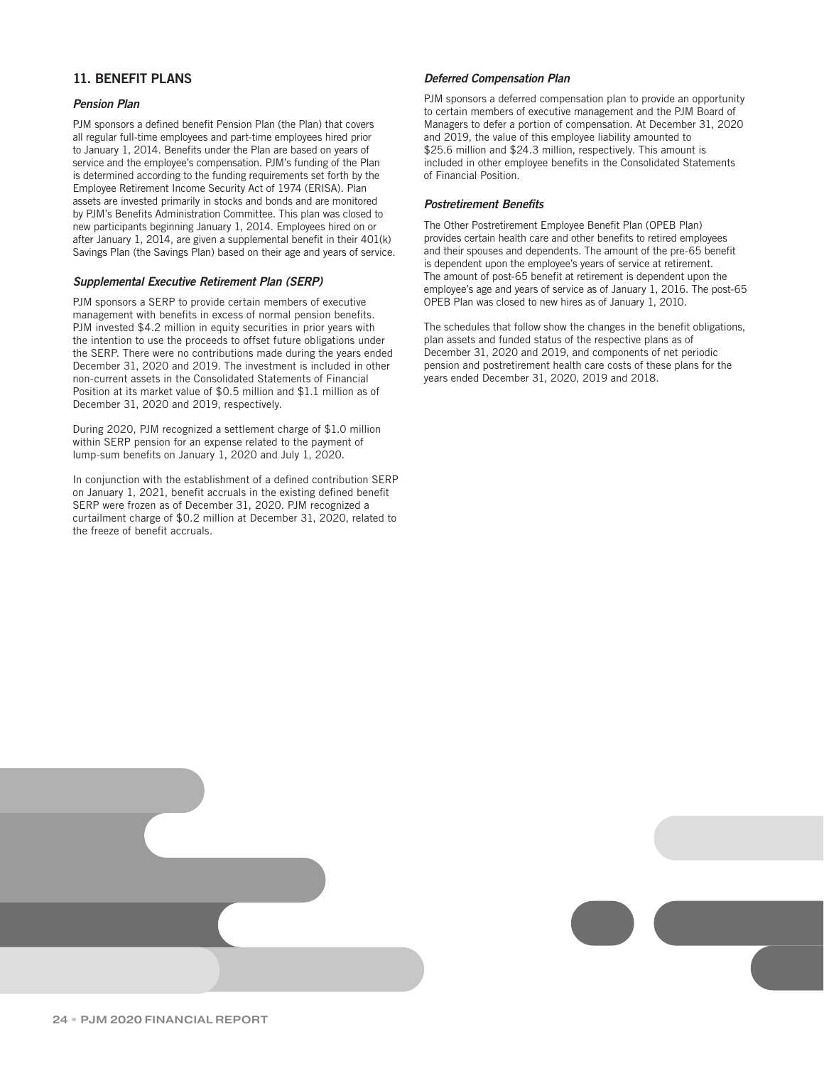## 11. BENEFIT PLANS

### *Pension Plan*

PJM sponsors a defined benefit Pension Plan (the Plan) that covers all regular full-time employees and part-time employees hired prior to January 1, 2014. Benefits under the Plan are based on years of service and the employee's compensation. PJM's funding of the Plan is determined according to the funding requirements set forth by the Employee Retirement Income Security Act of 1974 (ERISA). Plan assets are invested primarily in stocks and bonds and are monitored by PJM's Benefits Administration Committee. This plan was closed to new participants beginning January 1, 2014. Employees hired on or after January 1, 2014, are given a supplemental benefit in their 401(k) Savings Plan (the Savings Plan) based on their age and years of service.

### *Supplemental Executive Retirement Plan (SERP)*

PJM sponsors a SERP to provide certain members of executive management with benefits in excess of normal pension benefits. PJM invested $4.2 million in equity securities in prior years with the intention to use the proceeds to offset future obligations under the SERP. There were no contributions made during the years ended December 31, 2020 and 2019. The investment is included in other non-current assets in the Consolidated Statements of Financial Position at its market value of $0.5 million and $1.1 million as of December 31, 2020 and 2019, respectively.

During 2020, PJM recognized a settlement charge of $1.0 million within SERP pension for an expense related to the payment of lump-sum benefits on January 1, 2020 and July 1, 2020.

In conjunction with the establishment of a defined contribution SERP on January 1, 2021, benefit accruals in the existing defined benefit SERP were frozen as of December 31, 2020. PJM recognized a curtailment charge of $0.2 million at December 31, 2020, related to the freeze of benefit accruals.

### *Deferred Compensation Plan*

PJM sponsors a deferred compensation plan to provide an opportunity to certain members of executive management and the PJM Board of Managers to defer a portion of compensation. At December 31, 2020 and 2019, the value of this employee liability amounted to $25.6 million and $24.3 million, respectively. This amount is included in other employee benefits in the Consolidated Statements of Financial Position.

### *Postretirement Benefits*

The Other Postretirement Employee Benefit Plan (OPEB Plan) provides certain health care and other benefits to retired employees and their spouses and dependents. The amount of the pre-65 benefit is dependent upon the employee's years of service at retirement. The amount of post-65 benefit at retirement is dependent upon the employee's age and years of service as of January 1, 2016. The post-65 OPEB Plan was closed to new hires as of January 1, 2010.

The schedules that follow show the changes in the benefit obligations, plan assets and funded status of the respective plans as of December 31, 2020 and 2019, and components of net periodic pension and postretirement health care costs of these plans for the years ended December 31, 2020, 2019 and 2018.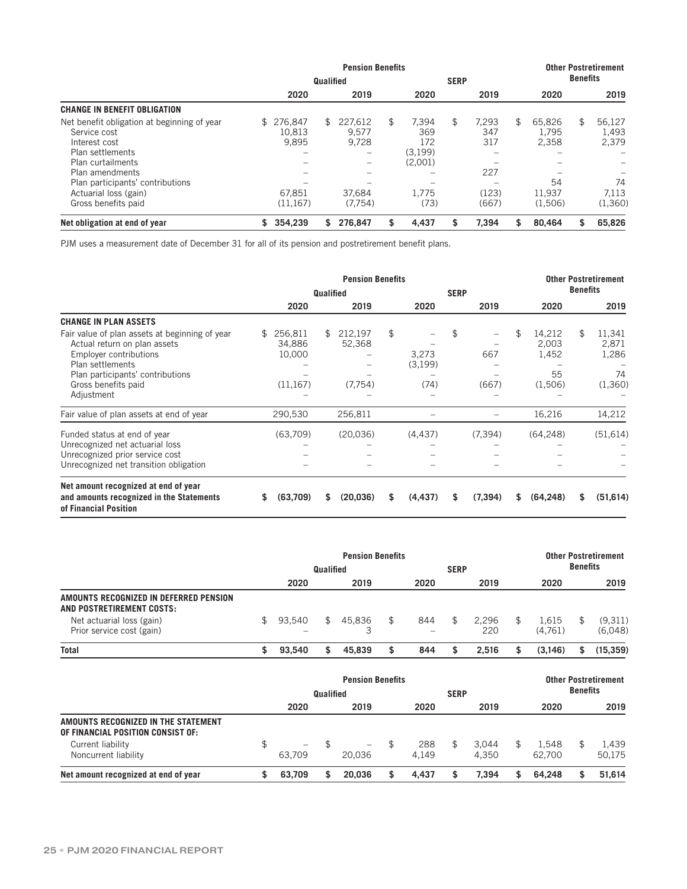| | Pension Benefits | | | | Other Postretirement Benefits | |
|---|---|---|---|---|---|---|
| | Qualified | | SERP | | | |
| | 2020 | 2019 | 2020 | 2019 | 2020 | 2019 |
| **CHANGE IN BENEFIT OBLIGATION** | | | | | | |
| Net benefit obligation at beginning of year | $ 276,847 | $ 227,612 | $ 7,394 | $ 7,293 | $ 65,826 | $ 56,127 |
| Service cost | 10,813 | 9,577 | 369 | 347 | 1,795 | 1,493 |
| Interest cost | 9,895 | 9,728 | 172 | 317 | 2,358 | 2,379 |
| Plan settlements | – | – | (3,199) | – | – | – |
| Plan curtailments | – | – | (2,001) | – | – | – |
| Plan amendments | – | – | – | 227 | – | – |
| Plan participants' contributions | – | – | – | – | 54 | 74 |
| Actuarial loss (gain) | 67,851 | 37,684 | 1,775 | (123) | 11,937 | 7,113 |
| Gross benefits paid | (11,167) | (7,754) | (73) | (667) | (1,506) | (1,360) |
| **Net obligation at end of year** | **$ 354,239** | **$ 276,847** | **$ 4,437** | **$ 7,394** | **$ 80,464** | **$ 65,826** |

PJM uses a measurement date of December 31 for all of its pension and postretirement benefit plans.

| | Pension Benefits | | | | Other Postretirement Benefits | |
|---|---|---|---|---|---|---|
| | Qualified | | SERP | | | |
| | 2020 | 2019 | 2020 | 2019 | 2020 | 2019 |
| **CHANGE IN PLAN ASSETS** | | | | | | |
| Fair value of plan assets at beginning of year | $ 256,811 | $ 212,197 | $ – | $ – | $ 14,212 | $ 11,341 |
| Actual return on plan assets | 34,886 | 52,368 | – | – | 2,003 | 2,871 |
| Employer contributions | 10,000 | – | 3,273 | 667 | 1,452 | 1,286 |
| Plan settlements | – | – | (3,199) | – | – | – |
| Plan participants' contributions | – | – | – | – | 55 | 74 |
| Gross benefits paid | (11,167) | (7,754) | (74) | (667) | (1,506) | (1,360) |
| Adjustment | – | – | – | – | – | – |
| Fair value of plan assets at end of year | 290,530 | 256,811 | – | – | 16,216 | 14,212 |
| Funded status at end of year | (63,709) | (20,036) | (4,437) | (7,394) | (64,248) | (51,614) |
| Unrecognized net actuarial loss | – | – | – | – | – | – |
| Unrecognized prior service cost | – | – | – | – | – | – |
| Unrecognized net transition obligation | – | – | – | – | – | – |
| **Net amount recognized at end of year and amounts recognized in the Statements of Financial Position** | **$ (63,709)** | **$ (20,036)** | **$ (4,437)** | **$ (7,394)** | **$ (64,248)** | **$ (51,614)** |

| | Pension Benefits | | | | Other Postretirement Benefits | |
|---|---|---|---|---|---|---|
| | Qualified | | SERP | | | |
| | 2020 | 2019 | 2020 | 2019 | 2020 | 2019 |
| **AMOUNTS RECOGNIZED IN DEFERRED PENSION AND POSTRETIREMENT COSTS:** | | | | | | |
| Net actuarial loss (gain) | $ 93,540 | $ 45,836 | $ 844 | $ 2,296 | $ 1,615 | $ (9,311) |
| Prior service cost (gain) | – | 3 | – | 220 | (4,761) | (6,048) |
| **Total** | **$ 93,540** | **$ 45,839** | **$ 844** | **$ 2,516** | **$ (3,146)** | **$ (15,359)** |

| | Pension Benefits | | | | Other Postretirement Benefits | |
|---|---|---|---|---|---|---|
| | Qualified | | SERP | | | |
| | 2020 | 2019 | 2020 | 2019 | 2020 | 2019 |
| **AMOUNTS RECOGNIZED IN THE STATEMENT OF FINANCIAL POSITION CONSIST OF:** | | | | | | |
| Current liability | $ – | $ – | $ 288 | $ 3,044 | $ 1,548 | $ 1,439 |
| Noncurrent liability | 63,709 | 20,036 | 4,149 | 4,350 | 62,700 | 50,175 |
| **Net amount recognized at end of year** | **$ 63,709** | **$ 20,036** | **$ 4,437** | **$ 7,394** | **$ 64,248** | **$ 51,614** |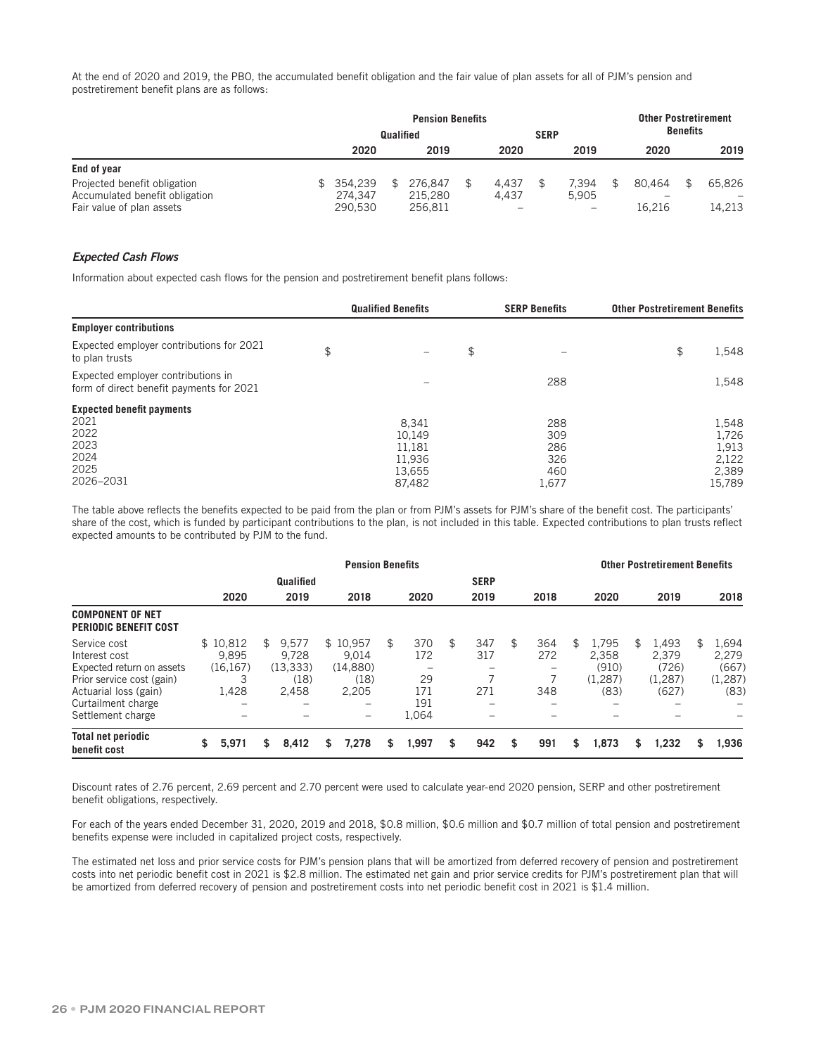At the end of 2020 and 2019, the PBO, the accumulated benefit obligation and the fair value of plan assets for all of PJM's pension and postretirement benefit plans are as follows:

| | Pension Benefits | | | | Other Postretirement Benefits | |
|---|---|---|---|---|---|---|
| | Qualified | | SERP | | | |
| | 2020 | 2019 | 2020 | 2019 | 2020 | 2019 |
| **End of year** | | | | | | |
| Projected benefit obligation | $ 354,239 | $ 276,847 | $ 4,437 | $ 7,394 | $ 80,464 | $ 65,826 |
| Accumulated benefit obligation | 274,347 | 215,280 | 4,437 | 5,905 | – | – |
| Fair value of plan assets | 290,530 | 256,811 | – | – | 16,216 | 14,213 |

### *Expected Cash Flows*

Information about expected cash flows for the pension and postretirement benefit plans follows:

| | Qualified Benefits | SERP Benefits | Other Postretirement Benefits |
|---|---|---|---|
| **Employer contributions** | | | |
| Expected employer contributions for 2021 to plan trusts | $ – | $ – | $ 1,548 |
| Expected employer contributions in form of direct benefit payments for 2021 | – | 288 | 1,548 |
| **Expected benefit payments** | | | |
| 2021 | 8,341 | 288 | 1,548 |
| 2022 | 10,149 | 309 | 1,726 |
| 2023 | 11,181 | 286 | 1,913 |
| 2024 | 11,936 | 326 | 2,122 |
| 2025 | 13,655 | 460 | 2,389 |
| 2026–2031 | 87,482 | 1,677 | 15,789 |

The table above reflects the benefits expected to be paid from the plan or from PJM's assets for PJM's share of the benefit cost. The participants' share of the cost, which is funded by participant contributions to the plan, is not included in this table. Expected contributions to plan trusts reflect expected amounts to be contributed by PJM to the fund.

| | Pension Benefits | | | | | | Other Postretirement Benefits | | |
|---|---|---|---|---|---|---|---|---|---|
| | Qualified | | | SERP | | | | | |
| | 2020 | 2019 | 2018 | 2020 | 2019 | 2018 | 2020 | 2019 | 2018 |
| **COMPONENT OF NET PERIODIC BENEFIT COST** | | | | | | | | | |
| Service cost | $ 10,812 | $ 9,577 | $ 10,957 | $ 370 | $ 347 | $ 364 | $ 1,795 | $ 1,493 | $ 1,694 |
| Interest cost | 9,895 | 9,728 | 9,014 | 172 | 317 | 272 | 2,358 | 2,379 | 2,279 |
| Expected return on assets | (16,167) | (13,333) | (14,880) | – | – | – | (910) | (726) | (667) |
| Prior service cost (gain) | 3 | (18) | (18) | 29 | 7 | 7 | (1,287) | (1,287) | (1,287) |
| Actuarial loss (gain) | 1,428 | 2,458 | 2,205 | 171 | 271 | 348 | (83) | (627) | (83) |
| Curtailment charge | – | – | – | 191 | – | – | – | – | – |
| Settlement charge | – | – | – | 1,064 | – | – | – | – | – |
| **Total net periodic benefit cost** | **$ 5,971** | **$ 8,412** | **$ 7,278** | **$ 1,997** | **$ 942** | **$ 991** | **$ 1,873** | **$ 1,232** | **$ 1,936** |

Discount rates of 2.76 percent, 2.69 percent and 2.70 percent were used to calculate year-end 2020 pension, SERP and other postretirement benefit obligations, respectively.

For each of the years ended December 31, 2020, 2019 and 2018, $0.8 million, $0.6 million and $0.7 million of total pension and postretirement benefits expense were included in capitalized project costs, respectively.

The estimated net loss and prior service costs for PJM's pension plans that will be amortized from deferred recovery of pension and postretirement costs into net periodic benefit cost in 2021 is $2.8 million. The estimated net gain and prior service credits for PJM's postretirement plan that will be amortized from deferred recovery of pension and postretirement costs into net periodic benefit cost in 2021 is $1.4 million.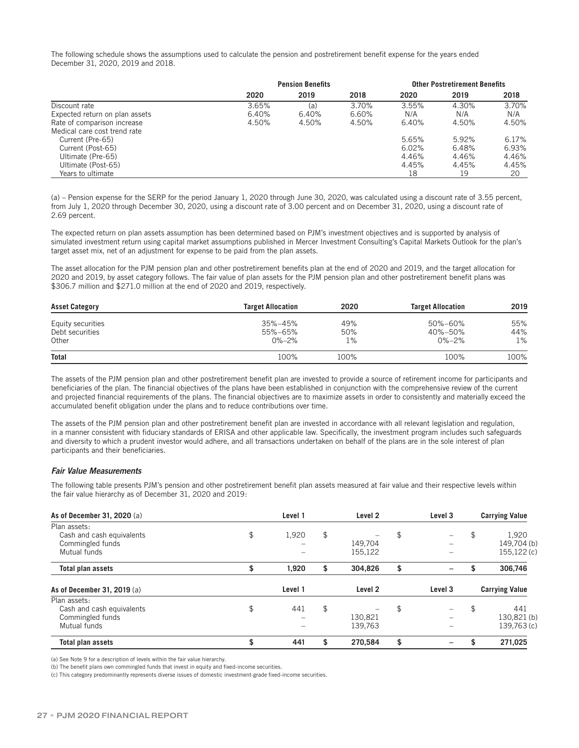The following schedule shows the assumptions used to calculate the pension and postretirement benefit expense for the years ended December 31, 2020, 2019 and 2018.

| | Pension Benefits | | | Other Postretirement Benefits | | |
|---|---|---|---|---|---|---|
| | 2020 | 2019 | 2018 | 2020 | 2019 | 2018 |
| Discount rate | 3.65% | (a) | 3.70% | 3.55% | 4.30% | 3.70% |
| Expected return on plan assets | 6.40% | 6.40% | 6.60% | N/A | N/A | N/A |
| Rate of comparison increase | 4.50% | 4.50% | 4.50% | 6.40% | 4.50% | 4.50% |
| Medical care cost trend rate | | | | | | |
| Current (Pre-65) | | | | 5.65% | 5.92% | 6.17% |
| Current (Post-65) | | | | 6.02% | 6.48% | 6.93% |
| Ultimate (Pre-65) | | | | 4.46% | 4.46% | 4.46% |
| Ultimate (Post-65) | | | | 4.45% | 4.45% | 4.45% |
| Years to ultimate | | | | 18 | 19 | 20 |

(a) – Pension expense for the SERP for the period January 1, 2020 through June 30, 2020, was calculated using a discount rate of 3.55 percent, from July 1, 2020 through December 30, 2020, using a discount rate of 3.00 percent and on December 31, 2020, using a discount rate of 2.69 percent.

The expected return on plan assets assumption has been determined based on PJM's investment objectives and is supported by analysis of simulated investment return using capital market assumptions published in Mercer Investment Consulting's Capital Markets Outlook for the plan's target asset mix, net of an adjustment for expense to be paid from the plan assets.

The asset allocation for the PJM pension plan and other postretirement benefits plan at the end of 2020 and 2019, and the target allocation for 2020 and 2019, by asset category follows. The fair value of plan assets for the PJM pension plan and other postretirement benefit plans was $306.7 million and $271.0 million at the end of 2020 and 2019, respectively.

| Asset Category | Target Allocation | 2020 | Target Allocation | 2019 |
|---|---|---|---|---|
| Equity securities | 35%–45% | 49% | 50%–60% | 55% |
| Debt securities | 55%–65% | 50% | 40%–50% | 44% |
| Other | 0%–2% | 1% | 0%–2% | 1% |
| **Total** | 100% | 100% | 100% | 100% |

The assets of the PJM pension plan and other postretirement benefit plan are invested to provide a source of retirement income for participants and beneficiaries of the plan. The financial objectives of the plans have been established in conjunction with the comprehensive review of the current and projected financial requirements of the plans. The financial objectives are to maximize assets in order to consistently and materially exceed the accumulated benefit obligation under the plans and to reduce contributions over time.

The assets of the PJM pension plan and other postretirement benefit plan are invested in accordance with all relevant legislation and regulation, in a manner consistent with fiduciary standards of ERISA and other applicable law. Specifically, the investment program includes such safeguards and diversity to which a prudent investor would adhere, and all transactions undertaken on behalf of the plans are in the sole interest of plan participants and their beneficiaries.

### *Fair Value Measurements*

The following table presents PJM's pension and other postretirement benefit plan assets measured at fair value and their respective levels within the fair value hierarchy as of December 31, 2020 and 2019:

| As of December 31, 2020 (a) | Level 1 | Level 2 | Level 3 | Carrying Value |
|---|---|---|---|---|
| Plan assets: | | | | |
| Cash and cash equivalents | $ 1,920 | $ – | $ – | $ 1,920 |
| Commingled funds | – | 149,704 | – | 149,704 (b) |
| Mutual funds | – | 155,122 | – | 155,122 (c) |
| **Total plan assets** | **$ 1,920** | **$ 304,826** | **$ –** | **$ 306,746** |

| As of December 31, 2019 (a) | Level 1 | Level 2 | Level 3 | Carrying Value |
|---|---|---|---|---|
| Plan assets: | | | | |
| Cash and cash equivalents | $ 441 | $ – | $ – | $ 441 |
| Commingled funds | – | 130,821 | – | 130,821 (b) |
| Mutual funds | – | 139,763 | – | 139,763 (c) |
| **Total plan assets** | **$ 441** | **$ 270,584** | **$ –** | **$ 271,025** |

(a) See Note 9 for a description of levels within the fair value hierarchy.

(b) The benefit plans own commingled funds that invest in equity and fixed-income securities.

(c) This category predominantly represents diverse issues of domestic investment-grade fixed-income securities.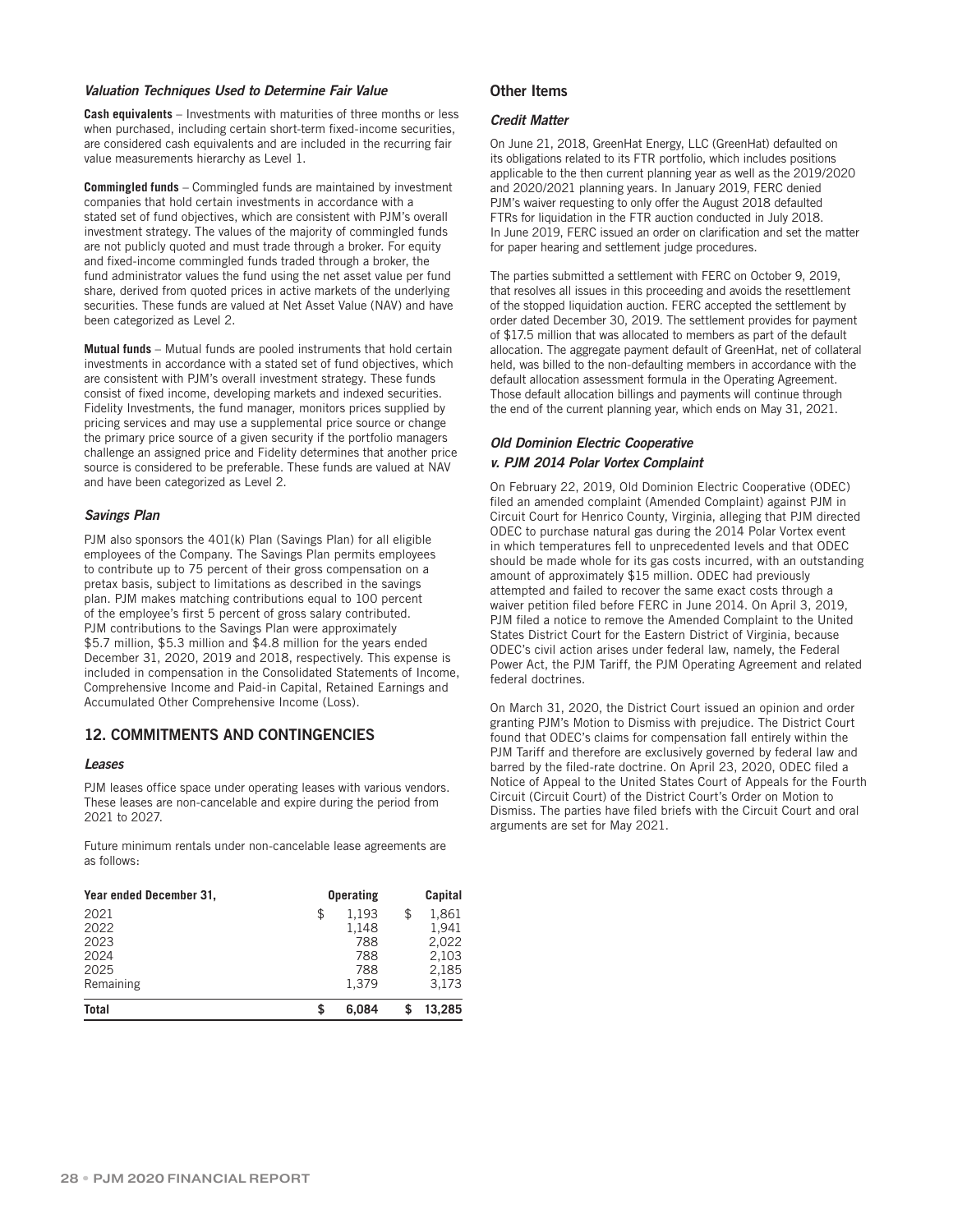### *Valuation Techniques Used to Determine Fair Value*

**Cash equivalents** – Investments with maturities of three months or less when purchased, including certain short-term fixed-income securities, are considered cash equivalents and are included in the recurring fair value measurements hierarchy as Level 1.

**Commingled funds** – Commingled funds are maintained by investment companies that hold certain investments in accordance with a stated set of fund objectives, which are consistent with PJM's overall investment strategy. The values of the majority of commingled funds are not publicly quoted and must trade through a broker. For equity and fixed-income commingled funds traded through a broker, the fund administrator values the fund using the net asset value per fund share, derived from quoted prices in active markets of the underlying securities. These funds are valued at Net Asset Value (NAV) and have been categorized as Level 2.

**Mutual funds** – Mutual funds are pooled instruments that hold certain investments in accordance with a stated set of fund objectives, which are consistent with PJM's overall investment strategy. These funds consist of fixed income, developing markets and indexed securities. Fidelity Investments, the fund manager, monitors prices supplied by pricing services and may use a supplemental price source or change the primary price source of a given security if the portfolio managers challenge an assigned price and Fidelity determines that another price source is considered to be preferable. These funds are valued at NAV and have been categorized as Level 2.

### *Savings Plan*

PJM also sponsors the 401(k) Plan (Savings Plan) for all eligible employees of the Company. The Savings Plan permits employees to contribute up to 75 percent of their gross compensation on a pretax basis, subject to limitations as described in the savings plan. PJM makes matching contributions equal to 100 percent of the employee's first 5 percent of gross salary contributed. PJM contributions to the Savings Plan were approximately $5.7 million, $5.3 million and $4.8 million for the years ended December 31, 2020, 2019 and 2018, respectively. This expense is included in compensation in the Consolidated Statements of Income, Comprehensive Income and Paid-in Capital, Retained Earnings and Accumulated Other Comprehensive Income (Loss).

## 12. COMMITMENTS AND CONTINGENCIES

### *Leases*

PJM leases office space under operating leases with various vendors. These leases are non-cancelable and expire during the period from 2021 to 2027.

Future minimum rentals under non-cancelable lease agreements are as follows:

| Year ended December 31, | Operating | Capital |
|---|---|---|
| 2021 | $ 1,193 | $ 1,861 |
| 2022 | 1,148 | 1,941 |
| 2023 | 788 | 2,022 |
| 2024 | 788 | 2,103 |
| 2025 | 788 | 2,185 |
| Remaining | 1,379 | 3,173 |
| **Total** | **$ 6,084** | **$ 13,285** |

## Other Items

### *Credit Matter*

On June 21, 2018, GreenHat Energy, LLC (GreenHat) defaulted on its obligations related to its FTR portfolio, which includes positions applicable to the then current planning year as well as the 2019/2020 and 2020/2021 planning years. In January 2019, FERC denied PJM's waiver requesting to only offer the August 2018 defaulted FTRs for liquidation in the FTR auction conducted in July 2018. In June 2019, FERC issued an order on clarification and set the matter for paper hearing and settlement judge procedures.

The parties submitted a settlement with FERC on October 9, 2019, that resolves all issues in this proceeding and avoids the resettlement of the stopped liquidation auction. FERC accepted the settlement by order dated December 30, 2019. The settlement provides for payment of $17.5 million that was allocated to members as part of the default allocation. The aggregate payment default of GreenHat, net of collateral held, was billed to the non-defaulting members in accordance with the default allocation assessment formula in the Operating Agreement. Those default allocation billings and payments will continue through the end of the current planning year, which ends on May 31, 2021.

### *Old Dominion Electric Cooperative v. PJM 2014 Polar Vortex Complaint*

On February 22, 2019, Old Dominion Electric Cooperative (ODEC) filed an amended complaint (Amended Complaint) against PJM in Circuit Court for Henrico County, Virginia, alleging that PJM directed ODEC to purchase natural gas during the 2014 Polar Vortex event in which temperatures fell to unprecedented levels and that ODEC should be made whole for its gas costs incurred, with an outstanding amount of approximately $15 million. ODEC had previously attempted and failed to recover the same exact costs through a waiver petition filed before FERC in June 2014. On April 3, 2019, PJM filed a notice to remove the Amended Complaint to the United States District Court for the Eastern District of Virginia, because ODEC's civil action arises under federal law, namely, the Federal Power Act, the PJM Tariff, the PJM Operating Agreement and related federal doctrines.

On March 31, 2020, the District Court issued an opinion and order granting PJM's Motion to Dismiss with prejudice. The District Court found that ODEC's claims for compensation fall entirely within the PJM Tariff and therefore are exclusively governed by federal law and barred by the filed-rate doctrine. On April 23, 2020, ODEC filed a Notice of Appeal to the United States Court of Appeals for the Fourth Circuit (Circuit Court) of the District Court's Order on Motion to Dismiss. The parties have filed briefs with the Circuit Court and oral arguments are set for May 2021.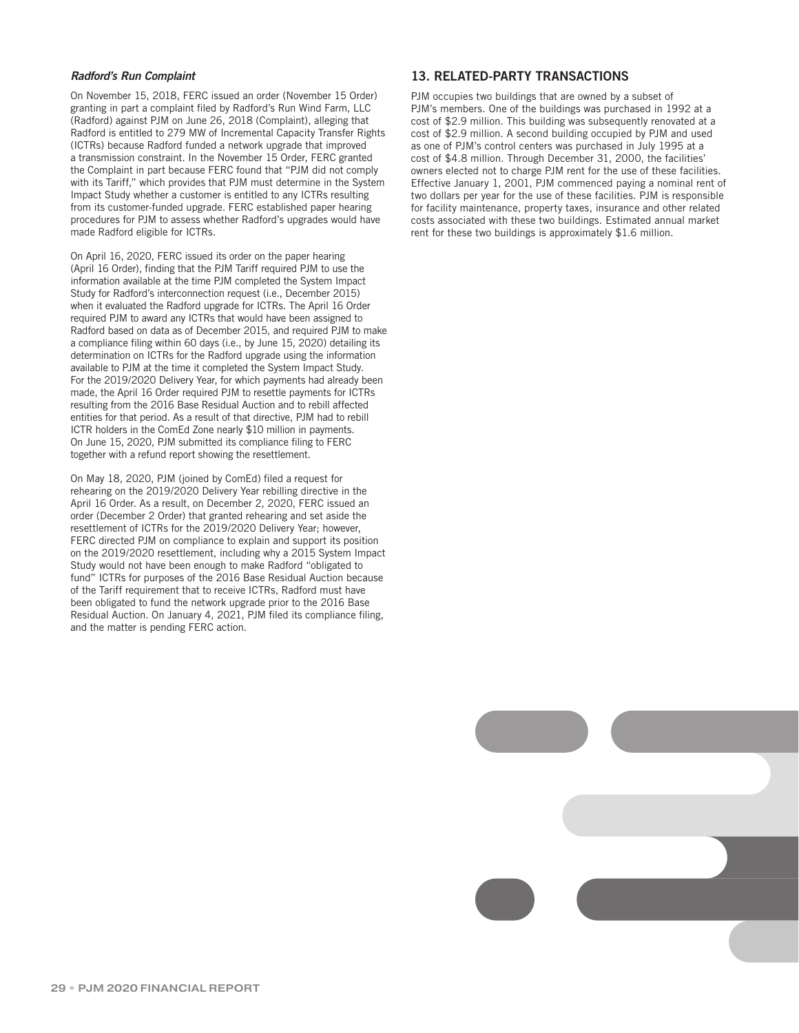### *Radford's Run Complaint*

On November 15, 2018, FERC issued an order (November 15 Order) granting in part a complaint filed by Radford's Run Wind Farm, LLC (Radford) against PJM on June 26, 2018 (Complaint), alleging that Radford is entitled to 279 MW of Incremental Capacity Transfer Rights (ICTRs) because Radford funded a network upgrade that improved a transmission constraint. In the November 15 Order, FERC granted the Complaint in part because FERC found that "PJM did not comply with its Tariff," which provides that PJM must determine in the System Impact Study whether a customer is entitled to any ICTRs resulting from its customer-funded upgrade. FERC established paper hearing procedures for PJM to assess whether Radford's upgrades would have made Radford eligible for ICTRs.

On April 16, 2020, FERC issued its order on the paper hearing (April 16 Order), finding that the PJM Tariff required PJM to use the information available at the time PJM completed the System Impact Study for Radford's interconnection request (i.e., December 2015) when it evaluated the Radford upgrade for ICTRs. The April 16 Order required PJM to award any ICTRs that would have been assigned to Radford based on data as of December 2015, and required PJM to make a compliance filing within 60 days (i.e., by June 15, 2020) detailing its determination on ICTRs for the Radford upgrade using the information available to PJM at the time it completed the System Impact Study. For the 2019/2020 Delivery Year, for which payments had already been made, the April 16 Order required PJM to resettle payments for ICTRs resulting from the 2016 Base Residual Auction and to rebill affected entities for that period. As a result of that directive, PJM had to rebill ICTR holders in the ComEd Zone nearly $10 million in payments. On June 15, 2020, PJM submitted its compliance filing to FERC together with a refund report showing the resettlement.

On May 18, 2020, PJM (joined by ComEd) filed a request for rehearing on the 2019/2020 Delivery Year rebilling directive in the April 16 Order. As a result, on December 2, 2020, FERC issued an order (December 2 Order) that granted rehearing and set aside the resettlement of ICTRs for the 2019/2020 Delivery Year; however, FERC directed PJM on compliance to explain and support its position on the 2019/2020 resettlement, including why a 2015 System Impact Study would not have been enough to make Radford "obligated to fund" ICTRs for purposes of the 2016 Base Residual Auction because of the Tariff requirement that to receive ICTRs, Radford must have been obligated to fund the network upgrade prior to the 2016 Base Residual Auction. On January 4, 2021, PJM filed its compliance filing, and the matter is pending FERC action.

## 13. RELATED-PARTY TRANSACTIONS

PJM occupies two buildings that are owned by a subset of PJM's members. One of the buildings was purchased in 1992 at a cost of $2.9 million. This building was subsequently renovated at a cost of $2.9 million. A second building occupied by PJM and used as one of PJM's control centers was purchased in July 1995 at a cost of $4.8 million. Through December 31, 2000, the facilities' owners elected not to charge PJM rent for the use of these facilities. Effective January 1, 2001, PJM commenced paying a nominal rent of two dollars per year for the use of these facilities. PJM is responsible for facility maintenance, property taxes, insurance and other related costs associated with these two buildings. Estimated annual market rent for these two buildings is approximately $1.6 million.